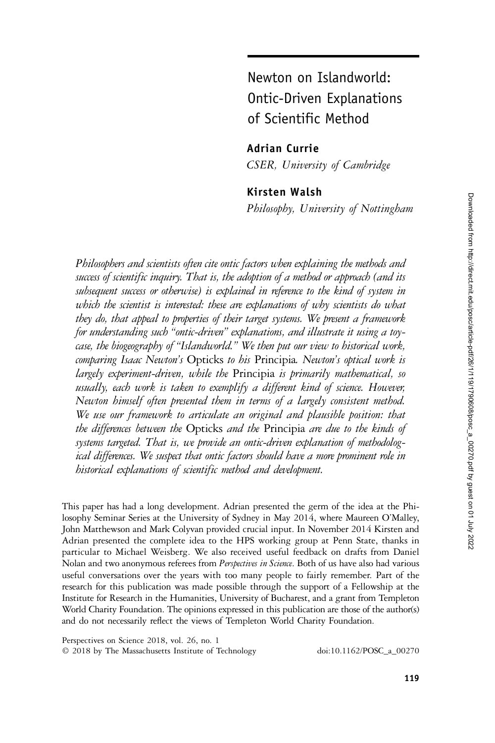# Newton on Islandworld: Ontic-Driven Explanations of Scientific Method

**Adrian Currie**
*CSER, University of Cambridge*

**Kirsten Walsh**
*Philosophy, University of Nottingham*

*Philosophers and scientists often cite ontic factors when explaining the methods and success of scientific inquiry. That is, the adoption of a method or approach (and its subsequent success or otherwise) is explained in reference to the kind of system in which the scientist is interested: these are explanations of why scientists do what they do, that appeal to properties of their target systems. We present a framework for understanding such "ontic-driven" explanations, and illustrate it using a toy-case, the biogeography of "Islandworld." We then put our view to historical work, comparing Isaac Newton's* Opticks *to his* Principia*. Newton's optical work is largely experiment-driven, while the* Principia *is primarily mathematical, so usually, each work is taken to exemplify a different kind of science. However, Newton himself often presented them in terms of a largely consistent method. We use our framework to articulate an original and plausible position: that the differences between the* Opticks *and the* Principia *are due to the kinds of systems targeted. That is, we provide an ontic-driven explanation of methodological differences. We suspect that ontic factors should have a more prominent role in historical explanations of scientific method and development.*

This paper has had a long development. Adrian presented the germ of the idea at the Philosophy Seminar Series at the University of Sydney in May 2014, where Maureen O'Malley, John Matthewson and Mark Colyvan provided crucial input. In November 2014 Kirsten and Adrian presented the complete idea to the HPS working group at Penn State, thanks in particular to Michael Weisberg. We also received useful feedback on drafts from Daniel Nolan and two anonymous referees from *Perspectives in Science*. Both of us have also had various useful conversations over the years with too many people to fairly remember. Part of the research for this publication was made possible through the support of a Fellowship at the Institute for Research in the Humanities, University of Bucharest, and a grant from Templeton World Charity Foundation. The opinions expressed in this publication are those of the author(s) and do not necessarily reflect the views of Templeton World Charity Foundation.

Perspectives on Science 2018, vol. 26, no. 1
© 2018 by The Massachusetts Institute of Technology doi:10.1162/POSC_a_00270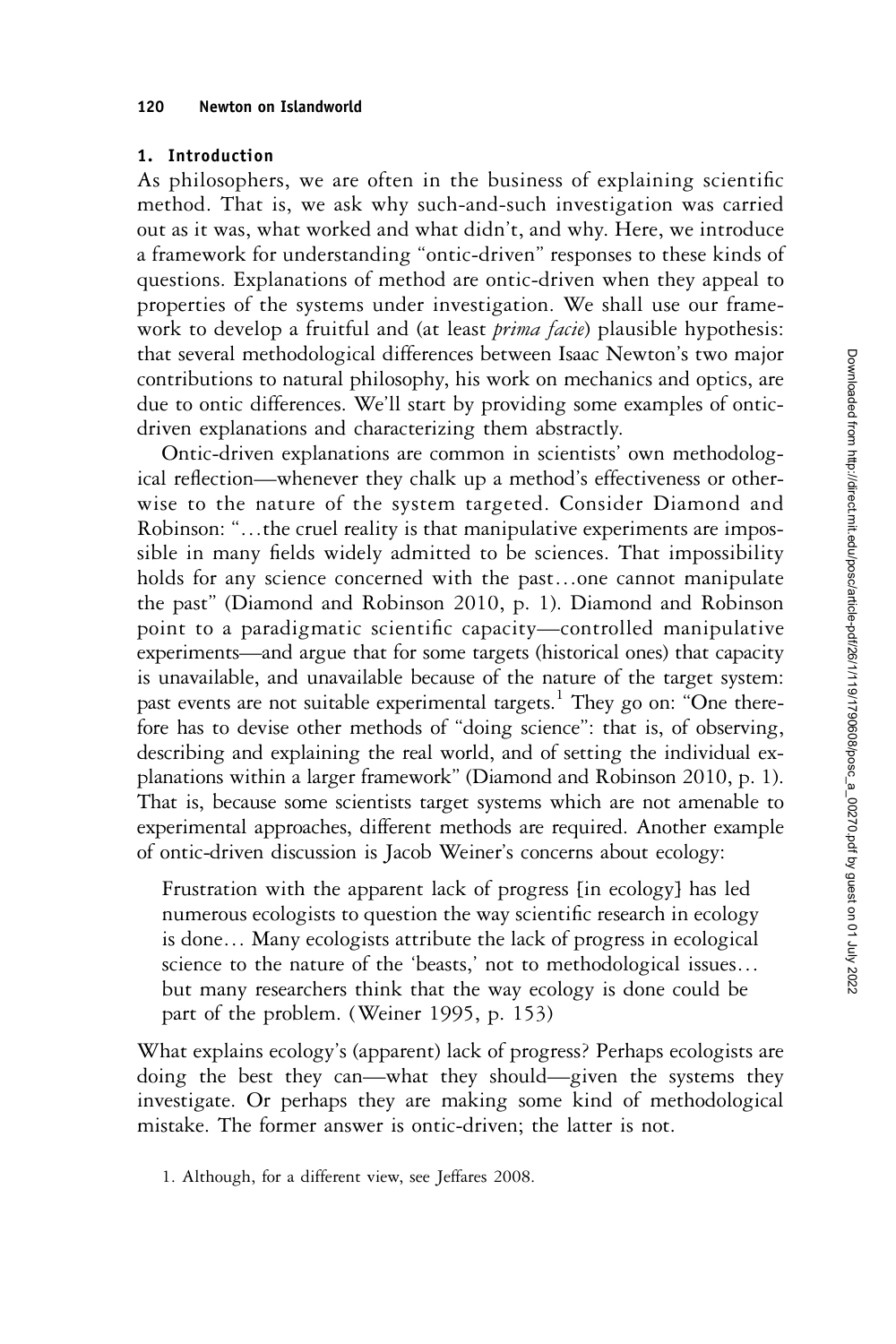## 1. Introduction

As philosophers, we are often in the business of explaining scientific method. That is, we ask why such-and-such investigation was carried out as it was, what worked and what didn't, and why. Here, we introduce a framework for understanding "ontic-driven" responses to these kinds of questions. Explanations of method are ontic-driven when they appeal to properties of the systems under investigation. We shall use our framework to develop a fruitful and (at least *prima facie*) plausible hypothesis: that several methodological differences between Isaac Newton's two major contributions to natural philosophy, his work on mechanics and optics, are due to ontic differences. We'll start by providing some examples of ontic-driven explanations and characterizing them abstractly.

Ontic-driven explanations are common in scientists' own methodological reflection—whenever they chalk up a method's effectiveness or otherwise to the nature of the system targeted. Consider Diamond and Robinson: "…the cruel reality is that manipulative experiments are impossible in many fields widely admitted to be sciences. That impossibility holds for any science concerned with the past…one cannot manipulate the past" (Diamond and Robinson 2010, p. 1). Diamond and Robinson point to a paradigmatic scientific capacity—controlled manipulative experiments—and argue that for some targets (historical ones) that capacity is unavailable, and unavailable because of the nature of the target system: past events are not suitable experimental targets.[1] They go on: "One therefore has to devise other methods of "doing science": that is, of observing, describing and explaining the real world, and of setting the individual explanations within a larger framework" (Diamond and Robinson 2010, p. 1). That is, because some scientists target systems which are not amenable to experimental approaches, different methods are required. Another example of ontic-driven discussion is Jacob Weiner's concerns about ecology:

> Frustration with the apparent lack of progress [in ecology] has led numerous ecologists to question the way scientific research in ecology is done… Many ecologists attribute the lack of progress in ecological science to the nature of the 'beasts,' not to methodological issues… but many researchers think that the way ecology is done could be part of the problem. (Weiner 1995, p. 153)

What explains ecology's (apparent) lack of progress? Perhaps ecologists are doing the best they can—what they should—given the systems they investigate. Or perhaps they are making some kind of methodological mistake. The former answer is ontic-driven; the latter is not.

1. Although, for a different view, see Jeffares 2008.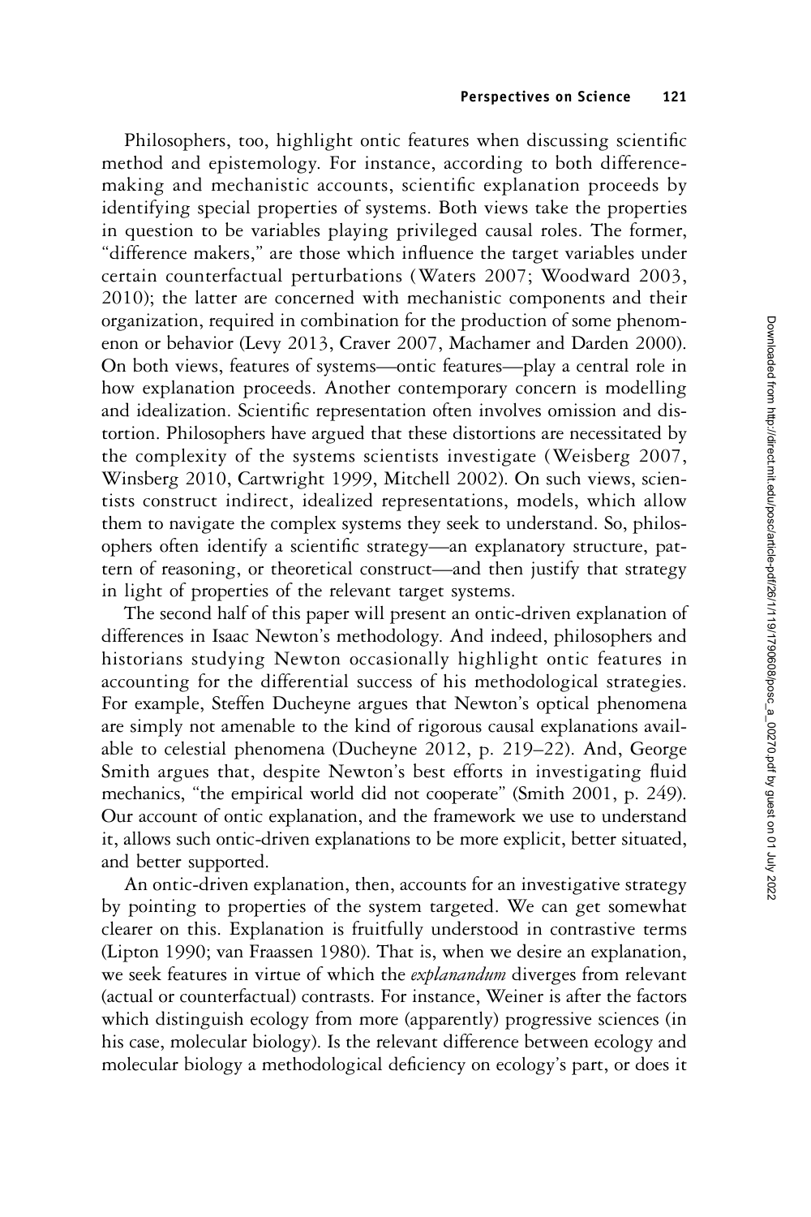Philosophers, too, highlight ontic features when discussing scientific method and epistemology. For instance, according to both difference-making and mechanistic accounts, scientific explanation proceeds by identifying special properties of systems. Both views take the properties in question to be variables playing privileged causal roles. The former, "difference makers," are those which influence the target variables under certain counterfactual perturbations (Waters 2007; Woodward 2003, 2010); the latter are concerned with mechanistic components and their organization, required in combination for the production of some phenomenon or behavior (Levy 2013, Craver 2007, Machamer and Darden 2000). On both views, features of systems—ontic features—play a central role in how explanation proceeds. Another contemporary concern is modelling and idealization. Scientific representation often involves omission and distortion. Philosophers have argued that these distortions are necessitated by the complexity of the systems scientists investigate (Weisberg 2007, Winsberg 2010, Cartwright 1999, Mitchell 2002). On such views, scientists construct indirect, idealized representations, models, which allow them to navigate the complex systems they seek to understand. So, philosophers often identify a scientific strategy—an explanatory structure, pattern of reasoning, or theoretical construct—and then justify that strategy in light of properties of the relevant target systems.

The second half of this paper will present an ontic-driven explanation of differences in Isaac Newton's methodology. And indeed, philosophers and historians studying Newton occasionally highlight ontic features in accounting for the differential success of his methodological strategies. For example, Steffen Ducheyne argues that Newton's optical phenomena are simply not amenable to the kind of rigorous causal explanations available to celestial phenomena (Ducheyne 2012, p. 219–22). And, George Smith argues that, despite Newton's best efforts in investigating fluid mechanics, "the empirical world did not cooperate" (Smith 2001, p. 249). Our account of ontic explanation, and the framework we use to understand it, allows such ontic-driven explanations to be more explicit, better situated, and better supported.

An ontic-driven explanation, then, accounts for an investigative strategy by pointing to properties of the system targeted. We can get somewhat clearer on this. Explanation is fruitfully understood in contrastive terms (Lipton 1990; van Fraassen 1980). That is, when we desire an explanation, we seek features in virtue of which the *explanandum* diverges from relevant (actual or counterfactual) contrasts. For instance, Weiner is after the factors which distinguish ecology from more (apparently) progressive sciences (in his case, molecular biology). Is the relevant difference between ecology and molecular biology a methodological deficiency on ecology's part, or does it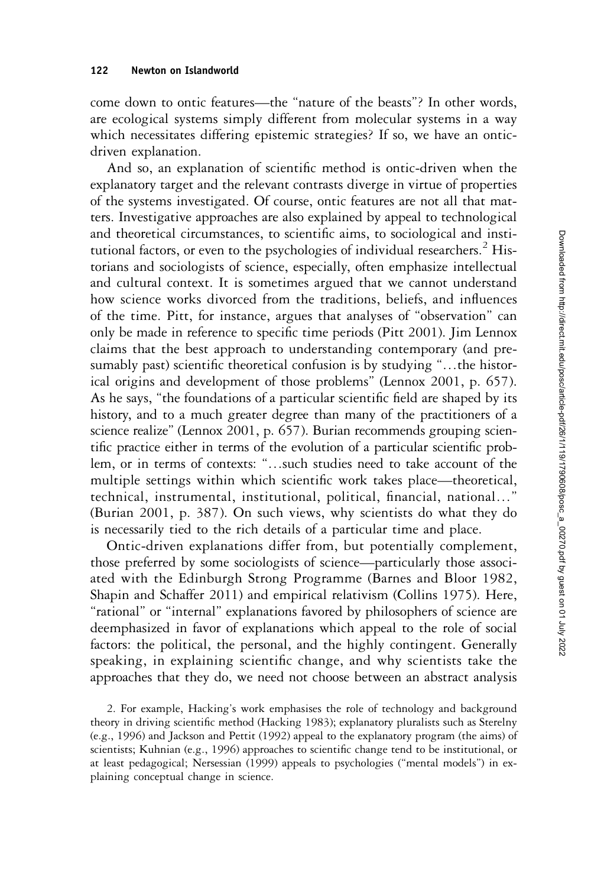come down to ontic features—the "nature of the beasts"? In other words, are ecological systems simply different from molecular systems in a way which necessitates differing epistemic strategies? If so, we have an ontic-driven explanation.

And so, an explanation of scientific method is ontic-driven when the explanatory target and the relevant contrasts diverge in virtue of properties of the systems investigated. Of course, ontic features are not all that matters. Investigative approaches are also explained by appeal to technological and theoretical circumstances, to scientific aims, to sociological and institutional factors, or even to the psychologies of individual researchers.[2] Historians and sociologists of science, especially, often emphasize intellectual and cultural context. It is sometimes argued that we cannot understand how science works divorced from the traditions, beliefs, and influences of the time. Pitt, for instance, argues that analyses of "observation" can only be made in reference to specific time periods (Pitt 2001). Jim Lennox claims that the best approach to understanding contemporary (and presumably past) scientific theoretical confusion is by studying "…the historical origins and development of those problems" (Lennox 2001, p. 657). As he says, "the foundations of a particular scientific field are shaped by its history, and to a much greater degree than many of the practitioners of a science realize" (Lennox 2001, p. 657). Burian recommends grouping scientific practice either in terms of the evolution of a particular scientific problem, or in terms of contexts: "…such studies need to take account of the multiple settings within which scientific work takes place—theoretical, technical, instrumental, institutional, political, financial, national…" (Burian 2001, p. 387). On such views, why scientists do what they do is necessarily tied to the rich details of a particular time and place.

Ontic-driven explanations differ from, but potentially complement, those preferred by some sociologists of science—particularly those associated with the Edinburgh Strong Programme (Barnes and Bloor 1982, Shapin and Schaffer 2011) and empirical relativism (Collins 1975). Here, "rational" or "internal" explanations favored by philosophers of science are deemphasized in favor of explanations which appeal to the role of social factors: the political, the personal, and the highly contingent. Generally speaking, in explaining scientific change, and why scientists take the approaches that they do, we need not choose between an abstract analysis

2. For example, Hacking's work emphasises the role of technology and background theory in driving scientific method (Hacking 1983); explanatory pluralists such as Sterelny (e.g., 1996) and Jackson and Pettit (1992) appeal to the explanatory program (the aims) of scientists; Kuhnian (e.g., 1996) approaches to scientific change tend to be institutional, or at least pedagogical; Nersessian (1999) appeals to psychologies ("mental models") in explaining conceptual change in science.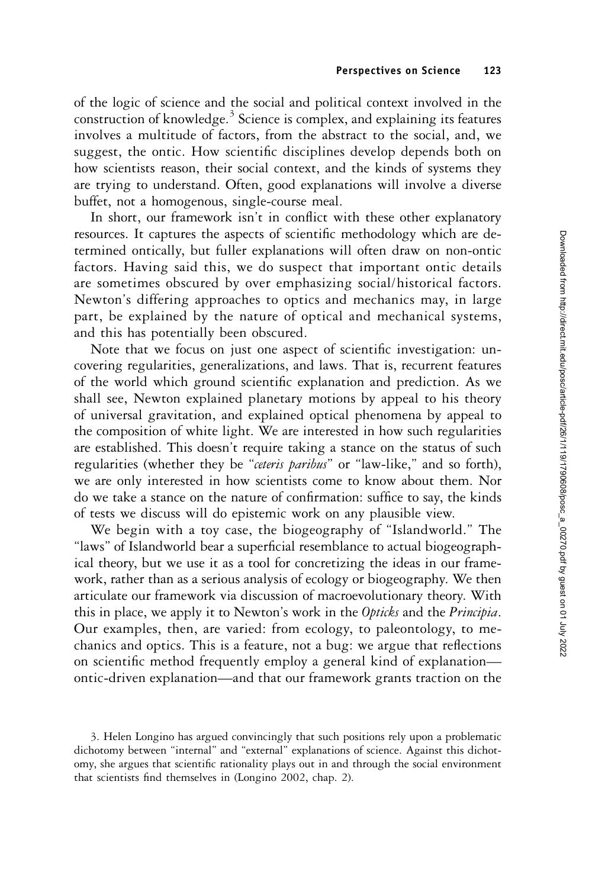of the logic of science and the social and political context involved in the construction of knowledge.[3] Science is complex, and explaining its features involves a multitude of factors, from the abstract to the social, and, we suggest, the ontic. How scientific disciplines develop depends both on how scientists reason, their social context, and the kinds of systems they are trying to understand. Often, good explanations will involve a diverse buffet, not a homogenous, single-course meal.

In short, our framework isn't in conflict with these other explanatory resources. It captures the aspects of scientific methodology which are determined ontically, but fuller explanations will often draw on non-ontic factors. Having said this, we do suspect that important ontic details are sometimes obscured by over emphasizing social/historical factors. Newton's differing approaches to optics and mechanics may, in large part, be explained by the nature of optical and mechanical systems, and this has potentially been obscured.

Note that we focus on just one aspect of scientific investigation: uncovering regularities, generalizations, and laws. That is, recurrent features of the world which ground scientific explanation and prediction. As we shall see, Newton explained planetary motions by appeal to his theory of universal gravitation, and explained optical phenomena by appeal to the composition of white light. We are interested in how such regularities are established. This doesn't require taking a stance on the status of such regularities (whether they be "*ceteris paribus*" or "law-like," and so forth), we are only interested in how scientists come to know about them. Nor do we take a stance on the nature of confirmation: suffice to say, the kinds of tests we discuss will do epistemic work on any plausible view.

We begin with a toy case, the biogeography of "Islandworld." The "laws" of Islandworld bear a superficial resemblance to actual biogeographical theory, but we use it as a tool for concretizing the ideas in our framework, rather than as a serious analysis of ecology or biogeography. We then articulate our framework via discussion of macroevolutionary theory. With this in place, we apply it to Newton's work in the *Opticks* and the *Principia*. Our examples, then, are varied: from ecology, to paleontology, to mechanics and optics. This is a feature, not a bug: we argue that reflections on scientific method frequently employ a general kind of explanation—ontic-driven explanation—and that our framework grants traction on the

3. Helen Longino has argued convincingly that such positions rely upon a problematic dichotomy between "internal" and "external" explanations of science. Against this dichotomy, she argues that scientific rationality plays out in and through the social environment that scientists find themselves in (Longino 2002, chap. 2).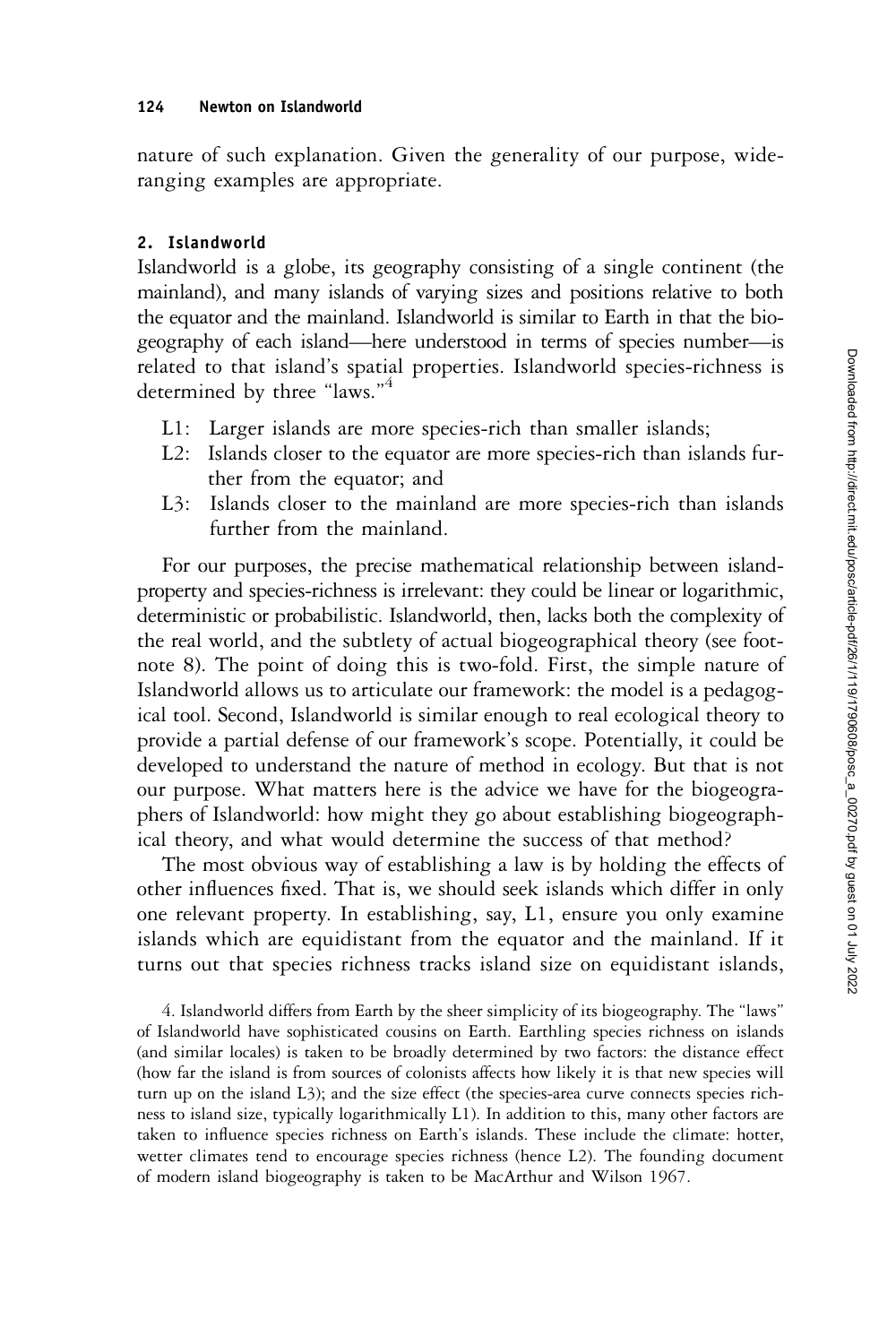nature of such explanation. Given the generality of our purpose, wide-ranging examples are appropriate.

## 2. Islandworld

Islandworld is a globe, its geography consisting of a single continent (the mainland), and many islands of varying sizes and positions relative to both the equator and the mainland. Islandworld is similar to Earth in that the biogeography of each island—here understood in terms of species number—is related to that island's spatial properties. Islandworld species-richness is determined by three "laws."[4]

- L1: Larger islands are more species-rich than smaller islands;
- L2: Islands closer to the equator are more species-rich than islands further from the equator; and
- L3: Islands closer to the mainland are more species-rich than islands further from the mainland.

For our purposes, the precise mathematical relationship between island-property and species-richness is irrelevant: they could be linear or logarithmic, deterministic or probabilistic. Islandworld, then, lacks both the complexity of the real world, and the subtlety of actual biogeographical theory (see footnote 8). The point of doing this is two-fold. First, the simple nature of Islandworld allows us to articulate our framework: the model is a pedagogical tool. Second, Islandworld is similar enough to real ecological theory to provide a partial defense of our framework's scope. Potentially, it could be developed to understand the nature of method in ecology. But that is not our purpose. What matters here is the advice we have for the biogeographers of Islandworld: how might they go about establishing biogeographical theory, and what would determine the success of that method?

The most obvious way of establishing a law is by holding the effects of other influences fixed. That is, we should seek islands which differ in only one relevant property. In establishing, say, L1, ensure you only examine islands which are equidistant from the equator and the mainland. If it turns out that species richness tracks island size on equidistant islands,

4. Islandworld differs from Earth by the sheer simplicity of its biogeography. The "laws" of Islandworld have sophisticated cousins on Earth. Earthling species richness on islands (and similar locales) is taken to be broadly determined by two factors: the distance effect (how far the island is from sources of colonists affects how likely it is that new species will turn up on the island L3); and the size effect (the species-area curve connects species richness to island size, typically logarithmically L1). In addition to this, many other factors are taken to influence species richness on Earth's islands. These include the climate: hotter, wetter climates tend to encourage species richness (hence L2). The founding document of modern island biogeography is taken to be MacArthur and Wilson 1967.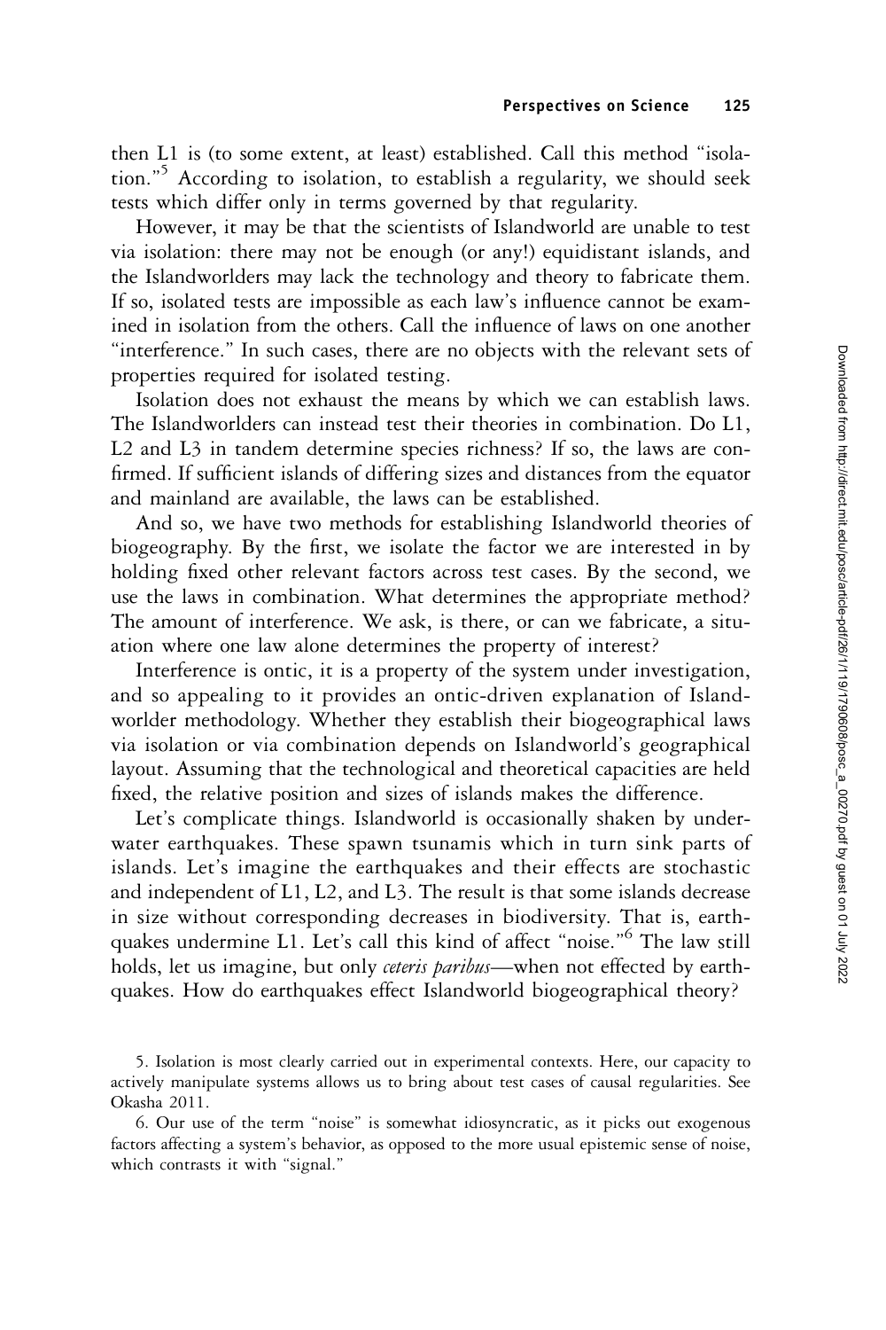then L1 is (to some extent, at least) established. Call this method "isolation."[5] According to isolation, to establish a regularity, we should seek tests which differ only in terms governed by that regularity.

However, it may be that the scientists of Islandworld are unable to test via isolation: there may not be enough (or any!) equidistant islands, and the Islandworlders may lack the technology and theory to fabricate them. If so, isolated tests are impossible as each law's influence cannot be examined in isolation from the others. Call the influence of laws on one another "interference." In such cases, there are no objects with the relevant sets of properties required for isolated testing.

Isolation does not exhaust the means by which we can establish laws. The Islandworlders can instead test their theories in combination. Do L1, L2 and L3 in tandem determine species richness? If so, the laws are confirmed. If sufficient islands of differing sizes and distances from the equator and mainland are available, the laws can be established.

And so, we have two methods for establishing Islandworld theories of biogeography. By the first, we isolate the factor we are interested in by holding fixed other relevant factors across test cases. By the second, we use the laws in combination. What determines the appropriate method? The amount of interference. We ask, is there, or can we fabricate, a situation where one law alone determines the property of interest?

Interference is ontic, it is a property of the system under investigation, and so appealing to it provides an ontic-driven explanation of Islandworlder methodology. Whether they establish their biogeographical laws via isolation or via combination depends on Islandworld's geographical layout. Assuming that the technological and theoretical capacities are held fixed, the relative position and sizes of islands makes the difference.

Let's complicate things. Islandworld is occasionally shaken by underwater earthquakes. These spawn tsunamis which in turn sink parts of islands. Let's imagine the earthquakes and their effects are stochastic and independent of L1, L2, and L3. The result is that some islands decrease in size without corresponding decreases in biodiversity. That is, earthquakes undermine L1. Let's call this kind of affect "noise."[6] The law still holds, let us imagine, but only *ceteris paribus*—when not effected by earthquakes. How do earthquakes effect Islandworld biogeographical theory?

5. Isolation is most clearly carried out in experimental contexts. Here, our capacity to actively manipulate systems allows us to bring about test cases of causal regularities. See Okasha 2011.

6. Our use of the term "noise" is somewhat idiosyncratic, as it picks out exogenous factors affecting a system's behavior, as opposed to the more usual epistemic sense of noise, which contrasts it with "signal."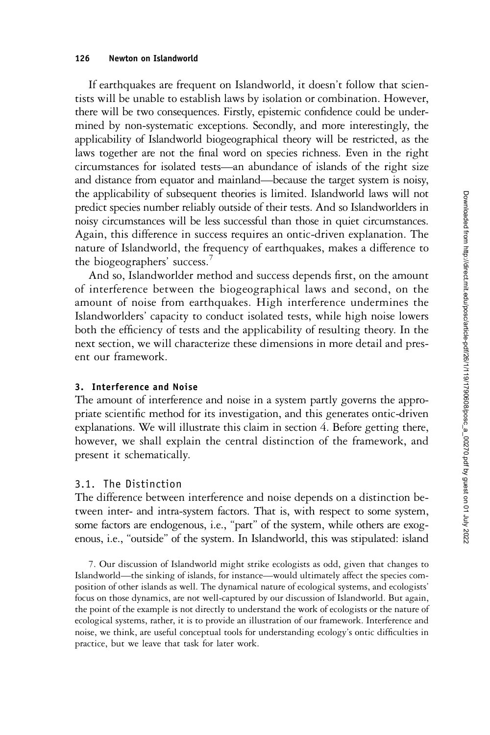If earthquakes are frequent on Islandworld, it doesn't follow that scientists will be unable to establish laws by isolation or combination. However, there will be two consequences. Firstly, epistemic confidence could be undermined by non-systematic exceptions. Secondly, and more interestingly, the applicability of Islandworld biogeographical theory will be restricted, as the laws together are not the final word on species richness. Even in the right circumstances for isolated tests—an abundance of islands of the right size and distance from equator and mainland—because the target system is noisy, the applicability of subsequent theories is limited. Islandworld laws will not predict species number reliably outside of their tests. And so Islandworlders in noisy circumstances will be less successful than those in quiet circumstances. Again, this difference in success requires an ontic-driven explanation. The nature of Islandworld, the frequency of earthquakes, makes a difference to the biogeographers' success.[7]

And so, Islandworlder method and success depends first, on the amount of interference between the biogeographical laws and second, on the amount of noise from earthquakes. High interference undermines the Islandworlders' capacity to conduct isolated tests, while high noise lowers both the efficiency of tests and the applicability of resulting theory. In the next section, we will characterize these dimensions in more detail and present our framework.

## 3. Interference and Noise

The amount of interference and noise in a system partly governs the appropriate scientific method for its investigation, and this generates ontic-driven explanations. We will illustrate this claim in section 4. Before getting there, however, we shall explain the central distinction of the framework, and present it schematically.

### 3.1. The Distinction

The difference between interference and noise depends on a distinction between inter- and intra-system factors. That is, with respect to some system, some factors are endogenous, i.e., "part" of the system, while others are exogenous, i.e., "outside" of the system. In Islandworld, this was stipulated: island

7. Our discussion of Islandworld might strike ecologists as odd, given that changes to Islandworld—the sinking of islands, for instance—would ultimately affect the species composition of other islands as well. The dynamical nature of ecological systems, and ecologists' focus on those dynamics, are not well-captured by our discussion of Islandworld. But again, the point of the example is not directly to understand the work of ecologists or the nature of ecological systems, rather, it is to provide an illustration of our framework. Interference and noise, we think, are useful conceptual tools for understanding ecology's ontic difficulties in practice, but we leave that task for later work.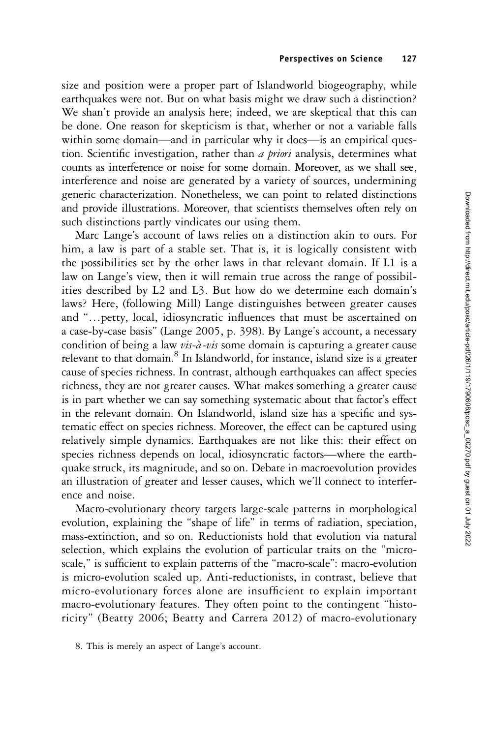size and position were a proper part of Islandworld biogeography, while earthquakes were not. But on what basis might we draw such a distinction? We shan't provide an analysis here; indeed, we are skeptical that this can be done. One reason for skepticism is that, whether or not a variable falls within some domain—and in particular why it does—is an empirical question. Scientific investigation, rather than *a priori* analysis, determines what counts as interference or noise for some domain. Moreover, as we shall see, interference and noise are generated by a variety of sources, undermining generic characterization. Nonetheless, we can point to related distinctions and provide illustrations. Moreover, that scientists themselves often rely on such distinctions partly vindicates our using them.

Marc Lange's account of laws relies on a distinction akin to ours. For him, a law is part of a stable set. That is, it is logically consistent with the possibilities set by the other laws in that relevant domain. If L1 is a law on Lange's view, then it will remain true across the range of possibilities described by L2 and L3. But how do we determine each domain's laws? Here, (following Mill) Lange distinguishes between greater causes and "…petty, local, idiosyncratic influences that must be ascertained on a case-by-case basis" (Lange 2005, p. 398). By Lange's account, a necessary condition of being a law *vis-à-vis* some domain is capturing a greater cause relevant to that domain.[8] In Islandworld, for instance, island size is a greater cause of species richness. In contrast, although earthquakes can affect species richness, they are not greater causes. What makes something a greater cause is in part whether we can say something systematic about that factor's effect in the relevant domain. On Islandworld, island size has a specific and systematic effect on species richness. Moreover, the effect can be captured using relatively simple dynamics. Earthquakes are not like this: their effect on species richness depends on local, idiosyncratic factors—where the earthquake struck, its magnitude, and so on. Debate in macroevolution provides an illustration of greater and lesser causes, which we'll connect to interference and noise.

Macro-evolutionary theory targets large-scale patterns in morphological evolution, explaining the "shape of life" in terms of radiation, speciation, mass-extinction, and so on. Reductionists hold that evolution via natural selection, which explains the evolution of particular traits on the "micro-scale," is sufficient to explain patterns of the "macro-scale": macro-evolution is micro-evolution scaled up. Anti-reductionists, in contrast, believe that micro-evolutionary forces alone are insufficient to explain important macro-evolutionary features. They often point to the contingent "historicity" (Beatty 2006; Beatty and Carrera 2012) of macro-evolutionary

8. This is merely an aspect of Lange's account.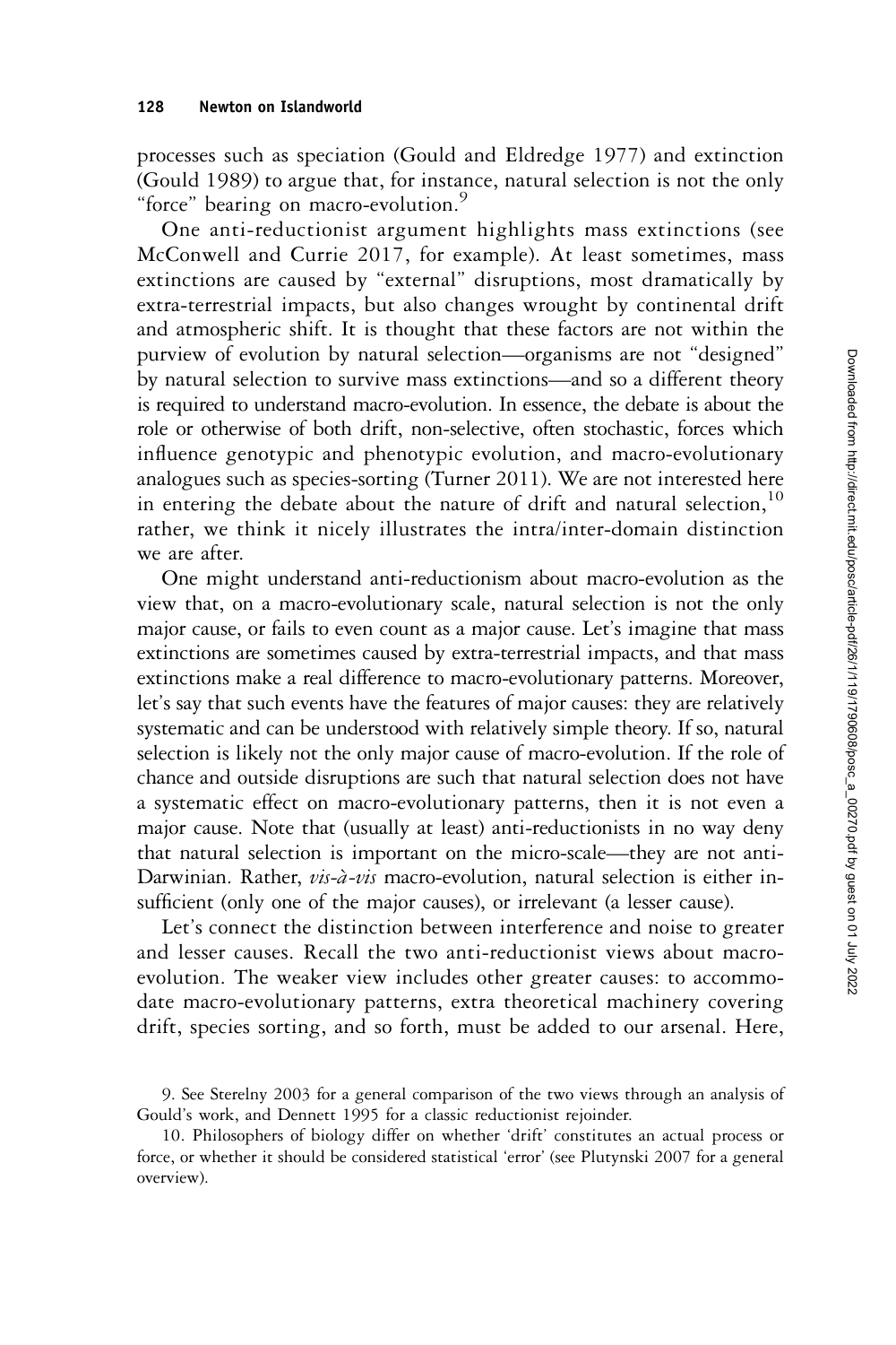processes such as speciation (Gould and Eldredge 1977) and extinction (Gould 1989) to argue that, for instance, natural selection is not the only "force" bearing on macro-evolution.[9]

One anti-reductionist argument highlights mass extinctions (see McConwell and Currie 2017, for example). At least sometimes, mass extinctions are caused by "external" disruptions, most dramatically by extra-terrestrial impacts, but also changes wrought by continental drift and atmospheric shift. It is thought that these factors are not within the purview of evolution by natural selection—organisms are not "designed" by natural selection to survive mass extinctions—and so a different theory is required to understand macro-evolution. In essence, the debate is about the role or otherwise of both drift, non-selective, often stochastic, forces which influence genotypic and phenotypic evolution, and macro-evolutionary analogues such as species-sorting (Turner 2011). We are not interested here in entering the debate about the nature of drift and natural selection,[10] rather, we think it nicely illustrates the intra/inter-domain distinction we are after.

One might understand anti-reductionism about macro-evolution as the view that, on a macro-evolutionary scale, natural selection is not the only major cause, or fails to even count as a major cause. Let's imagine that mass extinctions are sometimes caused by extra-terrestrial impacts, and that mass extinctions make a real difference to macro-evolutionary patterns. Moreover, let's say that such events have the features of major causes: they are relatively systematic and can be understood with relatively simple theory. If so, natural selection is likely not the only major cause of macro-evolution. If the role of chance and outside disruptions are such that natural selection does not have a systematic effect on macro-evolutionary patterns, then it is not even a major cause. Note that (usually at least) anti-reductionists in no way deny that natural selection is important on the micro-scale—they are not anti-Darwinian. Rather, *vis-à-vis* macro-evolution, natural selection is either insufficient (only one of the major causes), or irrelevant (a lesser cause).

Let's connect the distinction between interference and noise to greater and lesser causes. Recall the two anti-reductionist views about macro-evolution. The weaker view includes other greater causes: to accommodate macro-evolutionary patterns, extra theoretical machinery covering drift, species sorting, and so forth, must be added to our arsenal. Here,

9. See Sterelny 2003 for a general comparison of the two views through an analysis of Gould's work, and Dennett 1995 for a classic reductionist rejoinder.

10. Philosophers of biology differ on whether 'drift' constitutes an actual process or force, or whether it should be considered statistical 'error' (see Plutynski 2007 for a general overview).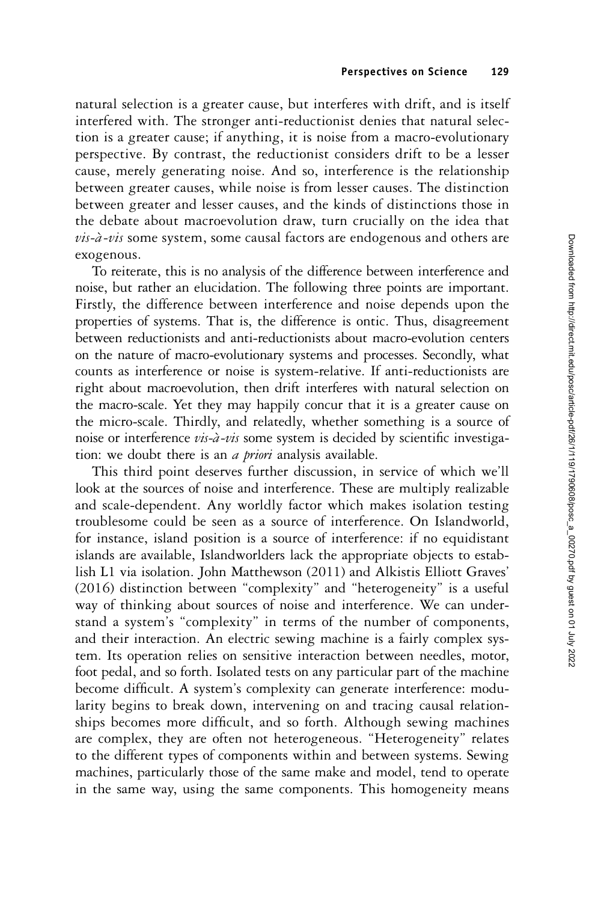natural selection is a greater cause, but interferes with drift, and is itself interfered with. The stronger anti-reductionist denies that natural selection is a greater cause; if anything, it is noise from a macro-evolutionary perspective. By contrast, the reductionist considers drift to be a lesser cause, merely generating noise. And so, interference is the relationship between greater causes, while noise is from lesser causes. The distinction between greater and lesser causes, and the kinds of distinctions those in the debate about macroevolution draw, turn crucially on the idea that *vis-à-vis* some system, some causal factors are endogenous and others are exogenous.

To reiterate, this is no analysis of the difference between interference and noise, but rather an elucidation. The following three points are important. Firstly, the difference between interference and noise depends upon the properties of systems. That is, the difference is ontic. Thus, disagreement between reductionists and anti-reductionists about macro-evolution centers on the nature of macro-evolutionary systems and processes. Secondly, what counts as interference or noise is system-relative. If anti-reductionists are right about macroevolution, then drift interferes with natural selection on the macro-scale. Yet they may happily concur that it is a greater cause on the micro-scale. Thirdly, and relatedly, whether something is a source of noise or interference *vis-à-vis* some system is decided by scientific investigation: we doubt there is an *a priori* analysis available.

This third point deserves further discussion, in service of which we'll look at the sources of noise and interference. These are multiply realizable and scale-dependent. Any worldly factor which makes isolation testing troublesome could be seen as a source of interference. On Islandworld, for instance, island position is a source of interference: if no equidistant islands are available, Islandworlders lack the appropriate objects to establish L1 via isolation. John Matthewson (2011) and Alkistis Elliott Graves' (2016) distinction between "complexity" and "heterogeneity" is a useful way of thinking about sources of noise and interference. We can understand a system's "complexity" in terms of the number of components, and their interaction. An electric sewing machine is a fairly complex system. Its operation relies on sensitive interaction between needles, motor, foot pedal, and so forth. Isolated tests on any particular part of the machine become difficult. A system's complexity can generate interference: modularity begins to break down, intervening on and tracing causal relationships becomes more difficult, and so forth. Although sewing machines are complex, they are often not heterogeneous. "Heterogeneity" relates to the different types of components within and between systems. Sewing machines, particularly those of the same make and model, tend to operate in the same way, using the same components. This homogeneity means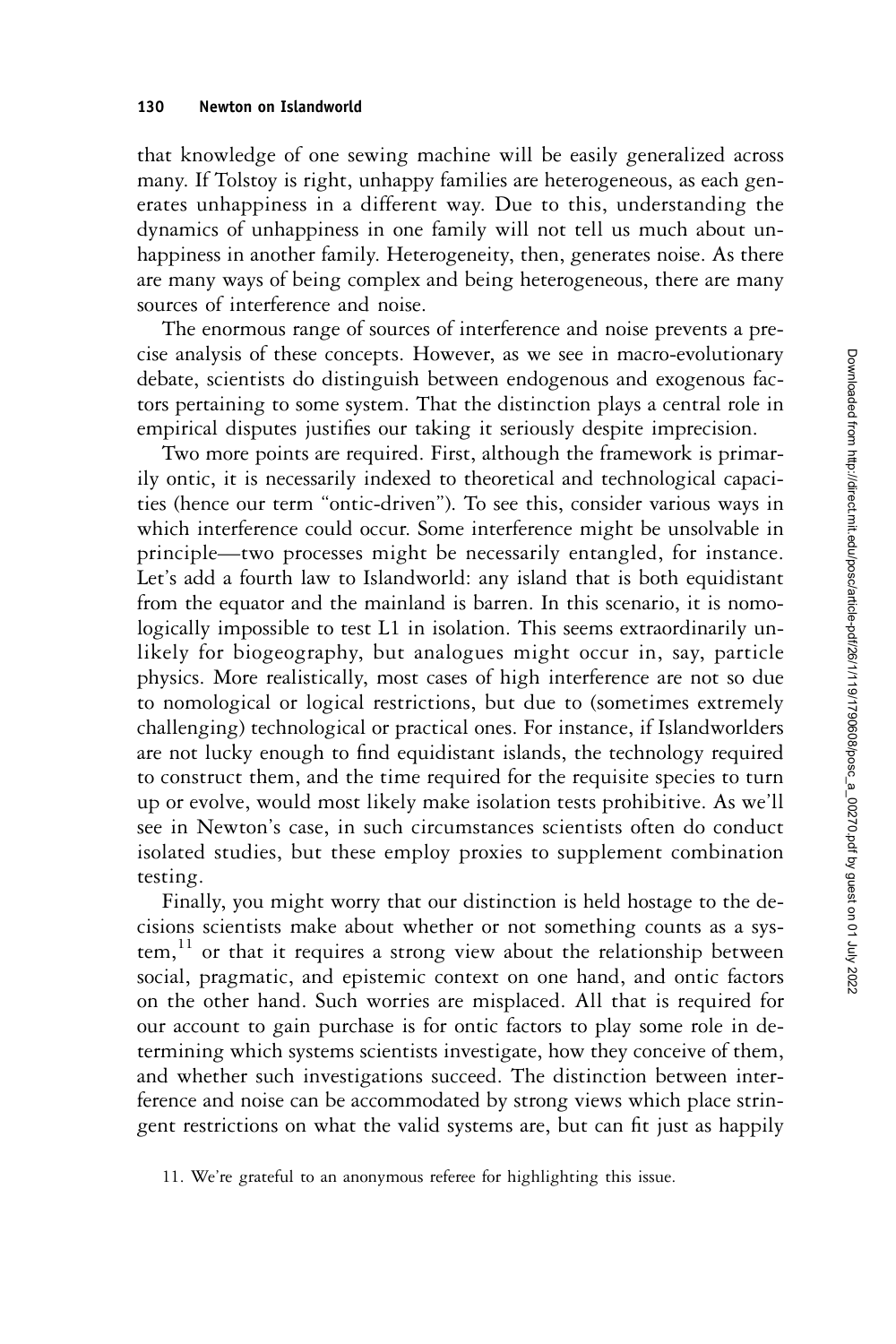that knowledge of one sewing machine will be easily generalized across many. If Tolstoy is right, unhappy families are heterogeneous, as each generates unhappiness in a different way. Due to this, understanding the dynamics of unhappiness in one family will not tell us much about unhappiness in another family. Heterogeneity, then, generates noise. As there are many ways of being complex and being heterogeneous, there are many sources of interference and noise.

The enormous range of sources of interference and noise prevents a precise analysis of these concepts. However, as we see in macro-evolutionary debate, scientists do distinguish between endogenous and exogenous factors pertaining to some system. That the distinction plays a central role in empirical disputes justifies our taking it seriously despite imprecision.

Two more points are required. First, although the framework is primarily ontic, it is necessarily indexed to theoretical and technological capacities (hence our term "ontic-driven"). To see this, consider various ways in which interference could occur. Some interference might be unsolvable in principle—two processes might be necessarily entangled, for instance. Let's add a fourth law to Islandworld: any island that is both equidistant from the equator and the mainland is barren. In this scenario, it is nomologically impossible to test L1 in isolation. This seems extraordinarily unlikely for biogeography, but analogues might occur in, say, particle physics. More realistically, most cases of high interference are not so due to nomological or logical restrictions, but due to (sometimes extremely challenging) technological or practical ones. For instance, if Islandworlders are not lucky enough to find equidistant islands, the technology required to construct them, and the time required for the requisite species to turn up or evolve, would most likely make isolation tests prohibitive. As we'll see in Newton's case, in such circumstances scientists often do conduct isolated studies, but these employ proxies to supplement combination testing.

Finally, you might worry that our distinction is held hostage to the decisions scientists make about whether or not something counts as a system,[11] or that it requires a strong view about the relationship between social, pragmatic, and epistemic context on one hand, and ontic factors on the other hand. Such worries are misplaced. All that is required for our account to gain purchase is for ontic factors to play some role in determining which systems scientists investigate, how they conceive of them, and whether such investigations succeed. The distinction between interference and noise can be accommodated by strong views which place stringent restrictions on what the valid systems are, but can fit just as happily

11. We're grateful to an anonymous referee for highlighting this issue.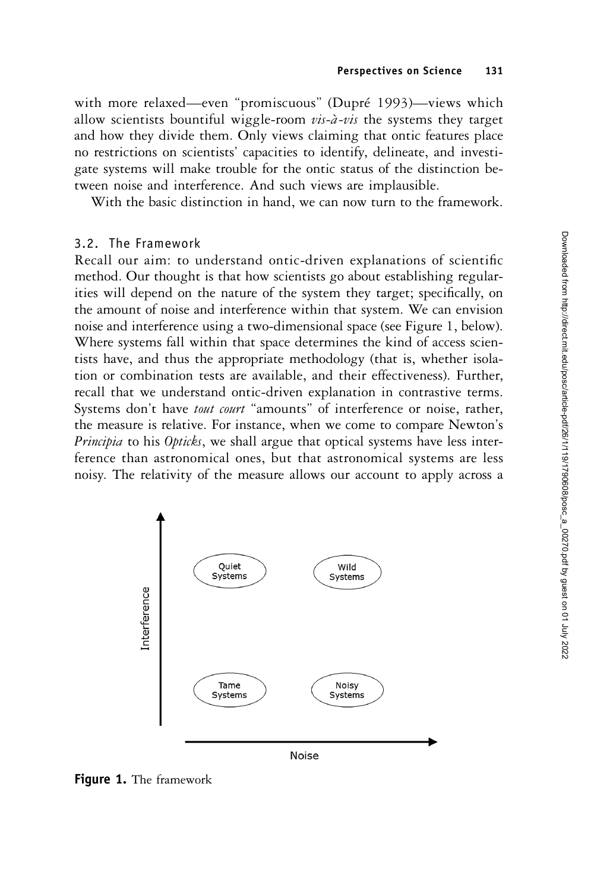with more relaxed—even "promiscuous" (Dupré 1993)—views which allow scientists bountiful wiggle-room *vis-à-vis* the systems they target and how they divide them. Only views claiming that ontic features place no restrictions on scientists' capacities to identify, delineate, and investigate systems will make trouble for the ontic status of the distinction between noise and interference. And such views are implausible.

With the basic distinction in hand, we can now turn to the framework.

### 3.2. The Framework

Recall our aim: to understand ontic-driven explanations of scientific method. Our thought is that how scientists go about establishing regularities will depend on the nature of the system they target; specifically, on the amount of noise and interference within that system. We can envision noise and interference using a two-dimensional space (see Figure 1, below). Where systems fall within that space determines the kind of access scientists have, and thus the appropriate methodology (that is, whether isolation or combination tests are available, and their effectiveness). Further, recall that we understand ontic-driven explanation in contrastive terms. Systems don't have *tout court* "amounts" of interference or noise, rather, the measure is relative. For instance, when we come to compare Newton's *Principia* to his *Opticks*, we shall argue that optical systems have less interference than astronomical ones, but that astronomical systems are less noisy. The relativity of the measure allows our account to apply across a

**Figure 1.** The framework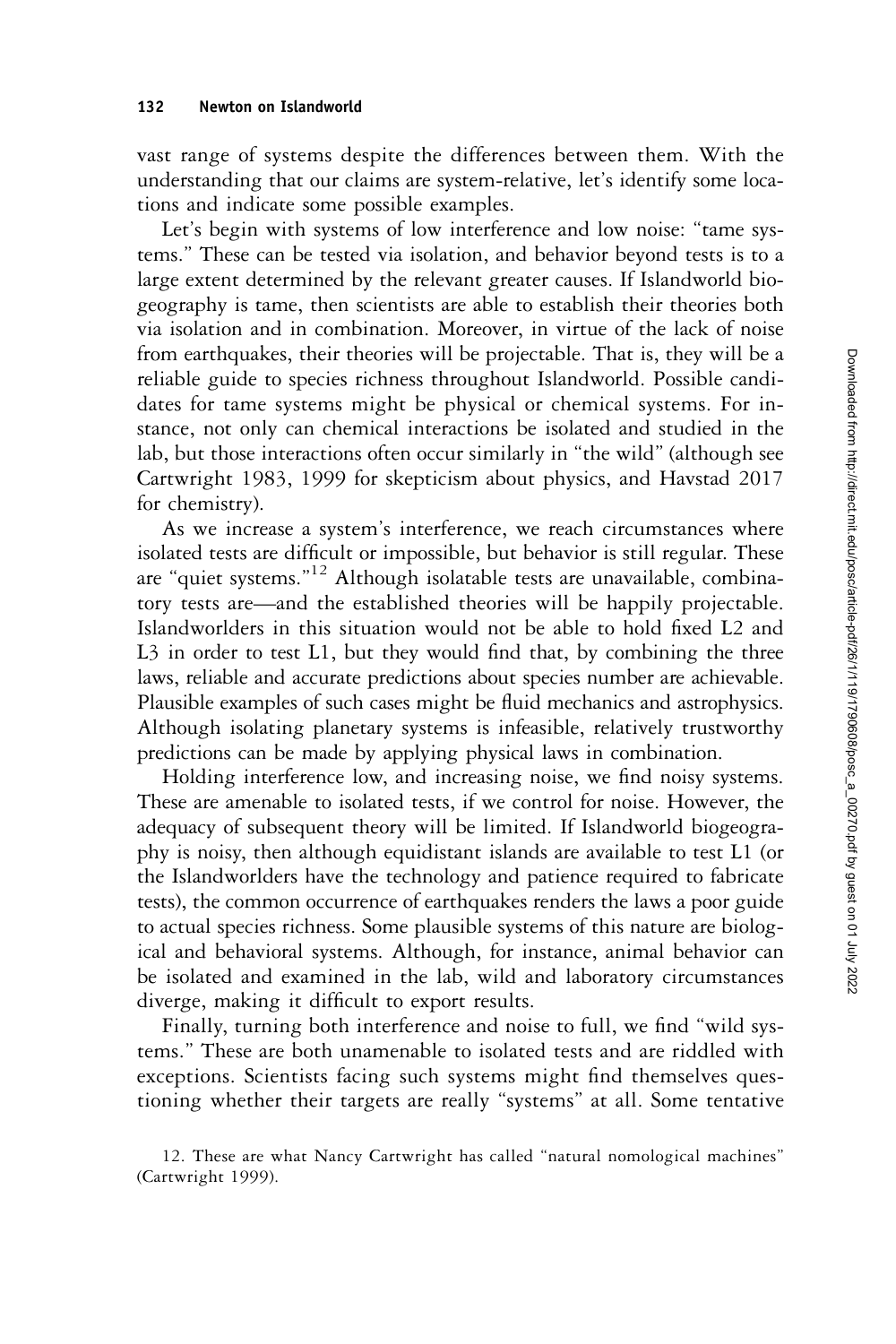vast range of systems despite the differences between them. With the understanding that our claims are system-relative, let's identify some locations and indicate some possible examples.

Let's begin with systems of low interference and low noise: "tame systems." These can be tested via isolation, and behavior beyond tests is to a large extent determined by the relevant greater causes. If Islandworld biogeography is tame, then scientists are able to establish their theories both via isolation and in combination. Moreover, in virtue of the lack of noise from earthquakes, their theories will be projectable. That is, they will be a reliable guide to species richness throughout Islandworld. Possible candidates for tame systems might be physical or chemical systems. For instance, not only can chemical interactions be isolated and studied in the lab, but those interactions often occur similarly in "the wild" (although see Cartwright 1983, 1999 for skepticism about physics, and Havstad 2017 for chemistry).

As we increase a system's interference, we reach circumstances where isolated tests are difficult or impossible, but behavior is still regular. These are "quiet systems."[12] Although isolatable tests are unavailable, combinatory tests are—and the established theories will be happily projectable. Islandworlders in this situation would not be able to hold fixed L2 and L3 in order to test L1, but they would find that, by combining the three laws, reliable and accurate predictions about species number are achievable. Plausible examples of such cases might be fluid mechanics and astrophysics. Although isolating planetary systems is infeasible, relatively trustworthy predictions can be made by applying physical laws in combination.

Holding interference low, and increasing noise, we find noisy systems. These are amenable to isolated tests, if we control for noise. However, the adequacy of subsequent theory will be limited. If Islandworld biogeography is noisy, then although equidistant islands are available to test L1 (or the Islandworlders have the technology and patience required to fabricate tests), the common occurrence of earthquakes renders the laws a poor guide to actual species richness. Some plausible systems of this nature are biological and behavioral systems. Although, for instance, animal behavior can be isolated and examined in the lab, wild and laboratory circumstances diverge, making it difficult to export results.

Finally, turning both interference and noise to full, we find "wild systems." These are both unamenable to isolated tests and are riddled with exceptions. Scientists facing such systems might find themselves questioning whether their targets are really "systems" at all. Some tentative

12. These are what Nancy Cartwright has called "natural nomological machines" (Cartwright 1999).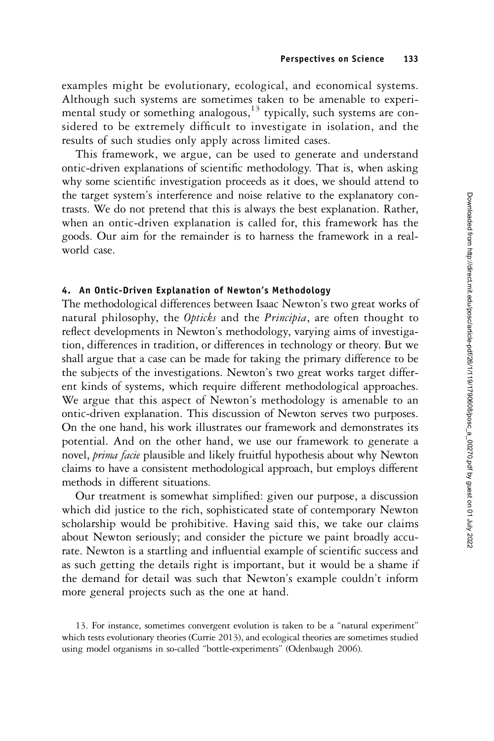examples might be evolutionary, ecological, and economical systems. Although such systems are sometimes taken to be amenable to experimental study or something analogous,[13] typically, such systems are considered to be extremely difficult to investigate in isolation, and the results of such studies only apply across limited cases.

This framework, we argue, can be used to generate and understand ontic-driven explanations of scientific methodology. That is, when asking why some scientific investigation proceeds as it does, we should attend to the target system's interference and noise relative to the explanatory contrasts. We do not pretend that this is always the best explanation. Rather, when an ontic-driven explanation is called for, this framework has the goods. Our aim for the remainder is to harness the framework in a real-world case.

## 4. An Ontic-Driven Explanation of Newton's Methodology

The methodological differences between Isaac Newton's two great works of natural philosophy, the *Opticks* and the *Principia*, are often thought to reflect developments in Newton's methodology, varying aims of investigation, differences in tradition, or differences in technology or theory. But we shall argue that a case can be made for taking the primary difference to be the subjects of the investigations. Newton's two great works target different kinds of systems, which require different methodological approaches. We argue that this aspect of Newton's methodology is amenable to an ontic-driven explanation. This discussion of Newton serves two purposes. On the one hand, his work illustrates our framework and demonstrates its potential. And on the other hand, we use our framework to generate a novel, *prima facie* plausible and likely fruitful hypothesis about why Newton claims to have a consistent methodological approach, but employs different methods in different situations.

Our treatment is somewhat simplified: given our purpose, a discussion which did justice to the rich, sophisticated state of contemporary Newton scholarship would be prohibitive. Having said this, we take our claims about Newton seriously; and consider the picture we paint broadly accurate. Newton is a startling and influential example of scientific success and as such getting the details right is important, but it would be a shame if the demand for detail was such that Newton's example couldn't inform more general projects such as the one at hand.

13. For instance, sometimes convergent evolution is taken to be a "natural experiment" which tests evolutionary theories (Currie 2013), and ecological theories are sometimes studied using model organisms in so-called "bottle-experiments" (Odenbaugh 2006).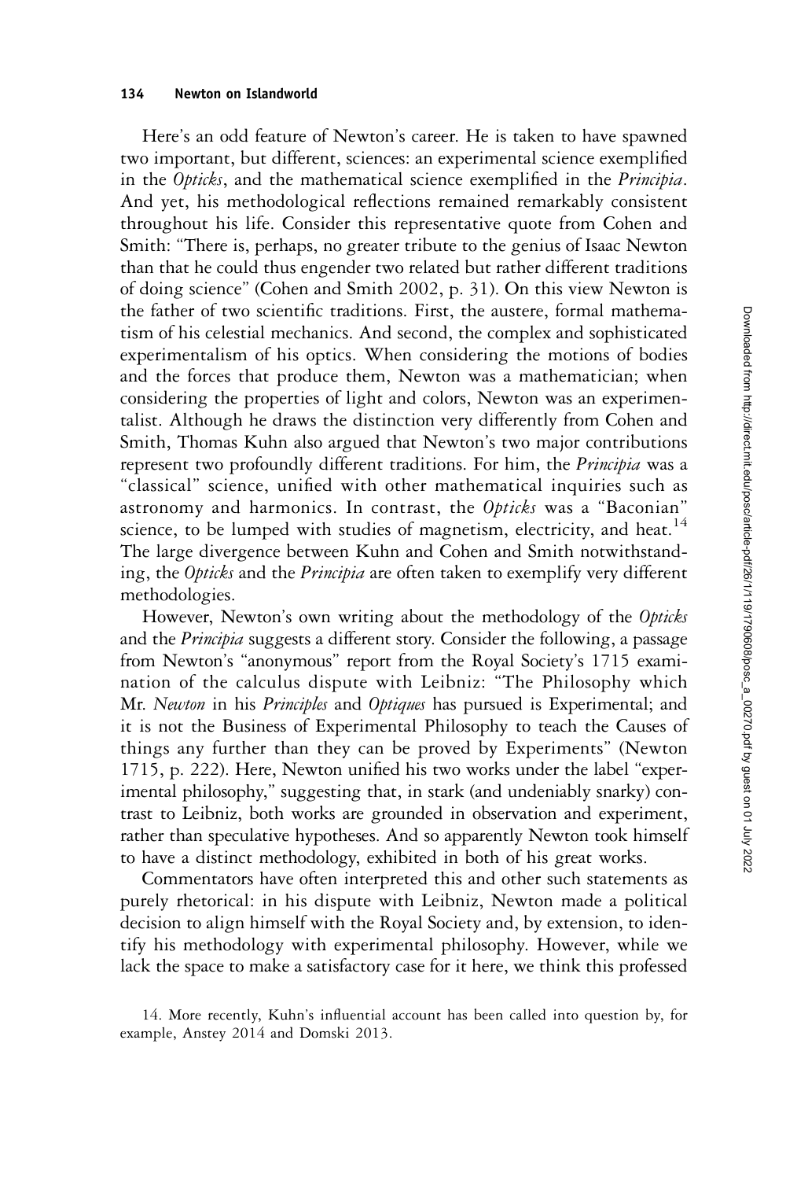Here's an odd feature of Newton's career. He is taken to have spawned two important, but different, sciences: an experimental science exemplified in the *Opticks*, and the mathematical science exemplified in the *Principia*. And yet, his methodological reflections remained remarkably consistent throughout his life. Consider this representative quote from Cohen and Smith: "There is, perhaps, no greater tribute to the genius of Isaac Newton than that he could thus engender two related but rather different traditions of doing science" (Cohen and Smith 2002, p. 31). On this view Newton is the father of two scientific traditions. First, the austere, formal mathematism of his celestial mechanics. And second, the complex and sophisticated experimentalism of his optics. When considering the motions of bodies and the forces that produce them, Newton was a mathematician; when considering the properties of light and colors, Newton was an experimentalist. Although he draws the distinction very differently from Cohen and Smith, Thomas Kuhn also argued that Newton's two major contributions represent two profoundly different traditions. For him, the *Principia* was a "classical" science, unified with other mathematical inquiries such as astronomy and harmonics. In contrast, the *Opticks* was a "Baconian" science, to be lumped with studies of magnetism, electricity, and heat.[14] The large divergence between Kuhn and Cohen and Smith notwithstanding, the *Opticks* and the *Principia* are often taken to exemplify very different methodologies.

However, Newton's own writing about the methodology of the *Opticks* and the *Principia* suggests a different story. Consider the following, a passage from Newton's "anonymous" report from the Royal Society's 1715 examination of the calculus dispute with Leibniz: "The Philosophy which Mr. *Newton* in his *Principles* and *Optiques* has pursued is Experimental; and it is not the Business of Experimental Philosophy to teach the Causes of things any further than they can be proved by Experiments" (Newton 1715, p. 222). Here, Newton unified his two works under the label "experimental philosophy," suggesting that, in stark (and undeniably snarky) contrast to Leibniz, both works are grounded in observation and experiment, rather than speculative hypotheses. And so apparently Newton took himself to have a distinct methodology, exhibited in both of his great works.

Commentators have often interpreted this and other such statements as purely rhetorical: in his dispute with Leibniz, Newton made a political decision to align himself with the Royal Society and, by extension, to identify his methodology with experimental philosophy. However, while we lack the space to make a satisfactory case for it here, we think this professed

14. More recently, Kuhn's influential account has been called into question by, for example, Anstey 2014 and Domski 2013.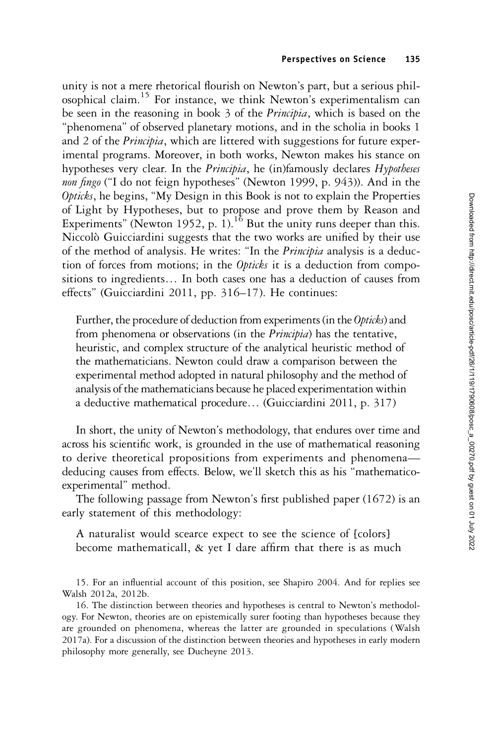unity is not a mere rhetorical flourish on Newton's part, but a serious philosophical claim.[15] For instance, we think Newton's experimentalism can be seen in the reasoning in book 3 of the *Principia*, which is based on the "phenomena" of observed planetary motions, and in the scholia in books 1 and 2 of the *Principia*, which are littered with suggestions for future experimental programs. Moreover, in both works, Newton makes his stance on hypotheses very clear. In the *Principia*, he (in)famously declares *Hypotheses non fingo* ("I do not feign hypotheses" (Newton 1999, p. 943)). And in the *Opticks*, he begins, "My Design in this Book is not to explain the Properties of Light by Hypotheses, but to propose and prove them by Reason and Experiments" (Newton 1952, p. 1).[16] But the unity runs deeper than this. Niccolò Guicciardini suggests that the two works are unified by their use of the method of analysis. He writes: "In the *Principia* analysis is a deduction of forces from motions; in the *Opticks* it is a deduction from compositions to ingredients… In both cases one has a deduction of causes from effects" (Guicciardini 2011, pp. 316–17). He continues:

> Further, the procedure of deduction from experiments (in the *Opticks*) and from phenomena or observations (in the *Principia*) has the tentative, heuristic, and complex structure of the analytical heuristic method of the mathematicians. Newton could draw a comparison between the experimental method adopted in natural philosophy and the method of analysis of the mathematicians because he placed experimentation within a deductive mathematical procedure… (Guicciardini 2011, p. 317)

In short, the unity of Newton's methodology, that endures over time and across his scientific work, is grounded in the use of mathematical reasoning to derive theoretical propositions from experiments and phenomena—deducing causes from effects. Below, we'll sketch this as his "mathematico-experimental" method.

The following passage from Newton's first published paper (1672) is an early statement of this methodology:

> A naturalist would scearce expect to see the science of [colors] become mathematicall, & yet I dare affirm that there is as much

15. For an influential account of this position, see Shapiro 2004. And for replies see Walsh 2012a, 2012b.

16. The distinction between theories and hypotheses is central to Newton's methodology. For Newton, theories are on epistemically surer footing than hypotheses because they are grounded on phenomena, whereas the latter are grounded in speculations (Walsh 2017a). For a discussion of the distinction between theories and hypotheses in early modern philosophy more generally, see Ducheyne 2013.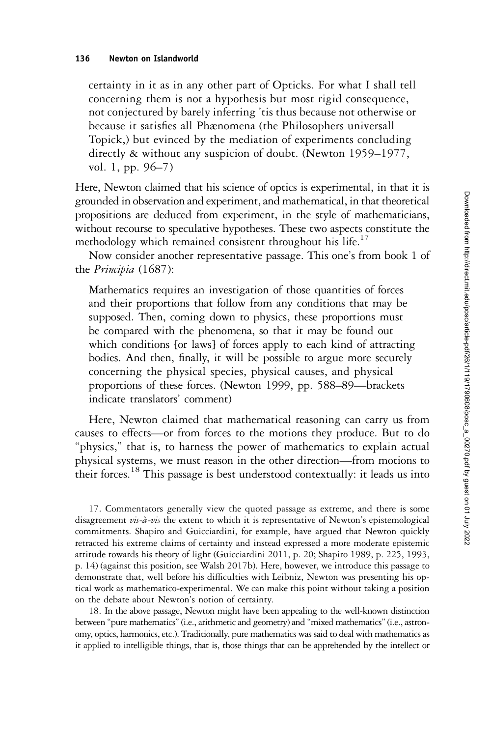> certainty in it as in any other part of Opticks. For what I shall tell concerning them is not a hypothesis but most rigid consequence, not conjectured by barely inferring 'tis thus because not otherwise or because it satisfies all Phænomena (the Philosophers universall Topick,) but evinced by the mediation of experiments concluding directly & without any suspicion of doubt. (Newton 1959–1977, vol. 1, pp. 96–7)

Here, Newton claimed that his science of optics is experimental, in that it is grounded in observation and experiment, and mathematical, in that theoretical propositions are deduced from experiment, in the style of mathematicians, without recourse to speculative hypotheses. These two aspects constitute the methodology which remained consistent throughout his life.[17]

Now consider another representative passage. This one's from book 1 of the *Principia* (1687):

> Mathematics requires an investigation of those quantities of forces and their proportions that follow from any conditions that may be supposed. Then, coming down to physics, these proportions must be compared with the phenomena, so that it may be found out which conditions [or laws] of forces apply to each kind of attracting bodies. And then, finally, it will be possible to argue more securely concerning the physical species, physical causes, and physical proportions of these forces. (Newton 1999, pp. 588–89—brackets indicate translators' comment)

Here, Newton claimed that mathematical reasoning can carry us from causes to effects—or from forces to the motions they produce. But to do "physics," that is, to harness the power of mathematics to explain actual physical systems, we must reason in the other direction—from motions to their forces.[18] This passage is best understood contextually: it leads us into

17. Commentators generally view the quoted passage as extreme, and there is some disagreement *vis-à-vis* the extent to which it is representative of Newton's epistemological commitments. Shapiro and Guicciardini, for example, have argued that Newton quickly retracted his extreme claims of certainty and instead expressed a more moderate epistemic attitude towards his theory of light (Guicciardini 2011, p. 20; Shapiro 1989, p. 225, 1993, p. 14) (against this position, see Walsh 2017b). Here, however, we introduce this passage to demonstrate that, well before his difficulties with Leibniz, Newton was presenting his optical work as mathematico-experimental. We can make this point without taking a position on the debate about Newton's notion of certainty.

18. In the above passage, Newton might have been appealing to the well-known distinction between "pure mathematics" (i.e., arithmetic and geometry) and "mixed mathematics" (i.e., astronomy, optics, harmonics, etc.). Traditionally, pure mathematics was said to deal with mathematics as it applied to intelligible things, that is, those things that can be apprehended by the intellect or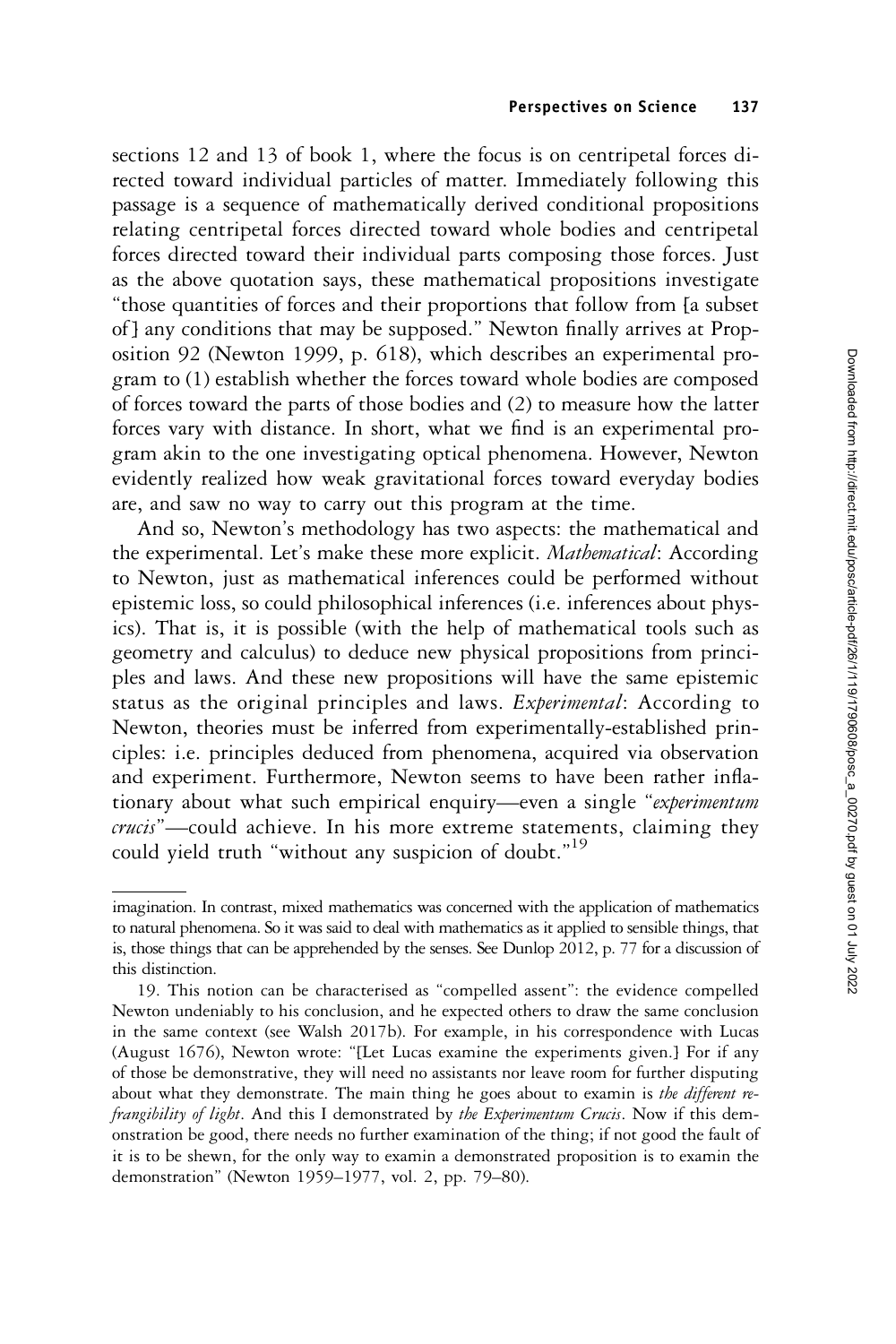sections 12 and 13 of book 1, where the focus is on centripetal forces directed toward individual particles of matter. Immediately following this passage is a sequence of mathematically derived conditional propositions relating centripetal forces directed toward whole bodies and centripetal forces directed toward their individual parts composing those forces. Just as the above quotation says, these mathematical propositions investigate "those quantities of forces and their proportions that follow from [a subset of] any conditions that may be supposed." Newton finally arrives at Proposition 92 (Newton 1999, p. 618), which describes an experimental program to (1) establish whether the forces toward whole bodies are composed of forces toward the parts of those bodies and (2) to measure how the latter forces vary with distance. In short, what we find is an experimental program akin to the one investigating optical phenomena. However, Newton evidently realized how weak gravitational forces toward everyday bodies are, and saw no way to carry out this program at the time.

And so, Newton's methodology has two aspects: the mathematical and the experimental. Let's make these more explicit. *Mathematical*: According to Newton, just as mathematical inferences could be performed without epistemic loss, so could philosophical inferences (i.e. inferences about physics). That is, it is possible (with the help of mathematical tools such as geometry and calculus) to deduce new physical propositions from principles and laws. And these new propositions will have the same epistemic status as the original principles and laws. *Experimental*: According to Newton, theories must be inferred from experimentally-established principles: i.e. principles deduced from phenomena, acquired via observation and experiment. Furthermore, Newton seems to have been rather inflationary about what such empirical enquiry—even a single "*experimentum crucis*"—could achieve. In his more extreme statements, claiming they could yield truth "without any suspicion of doubt."[19]

---

imagination. In contrast, mixed mathematics was concerned with the application of mathematics to natural phenomena. So it was said to deal with mathematics as it applied to sensible things, that is, those things that can be apprehended by the senses. See Dunlop 2012, p. 77 for a discussion of this distinction.

19. This notion can be characterised as "compelled assent": the evidence compelled Newton undeniably to his conclusion, and he expected others to draw the same conclusion in the same context (see Walsh 2017b). For example, in his correspondence with Lucas (August 1676), Newton wrote: "[Let Lucas examine the experiments given.] For if any of those be demonstrative, they will need no assistants nor leave room for further disputing about what they demonstrate. The main thing he goes about to examin is *the different refrangibility of light*. And this I demonstrated by *the Experimentum Crucis*. Now if this demonstration be good, there needs no further examination of the thing; if not good the fault of it is to be shewn, for the only way to examin a demonstrated proposition is to examin the demonstration" (Newton 1959–1977, vol. 2, pp. 79–80).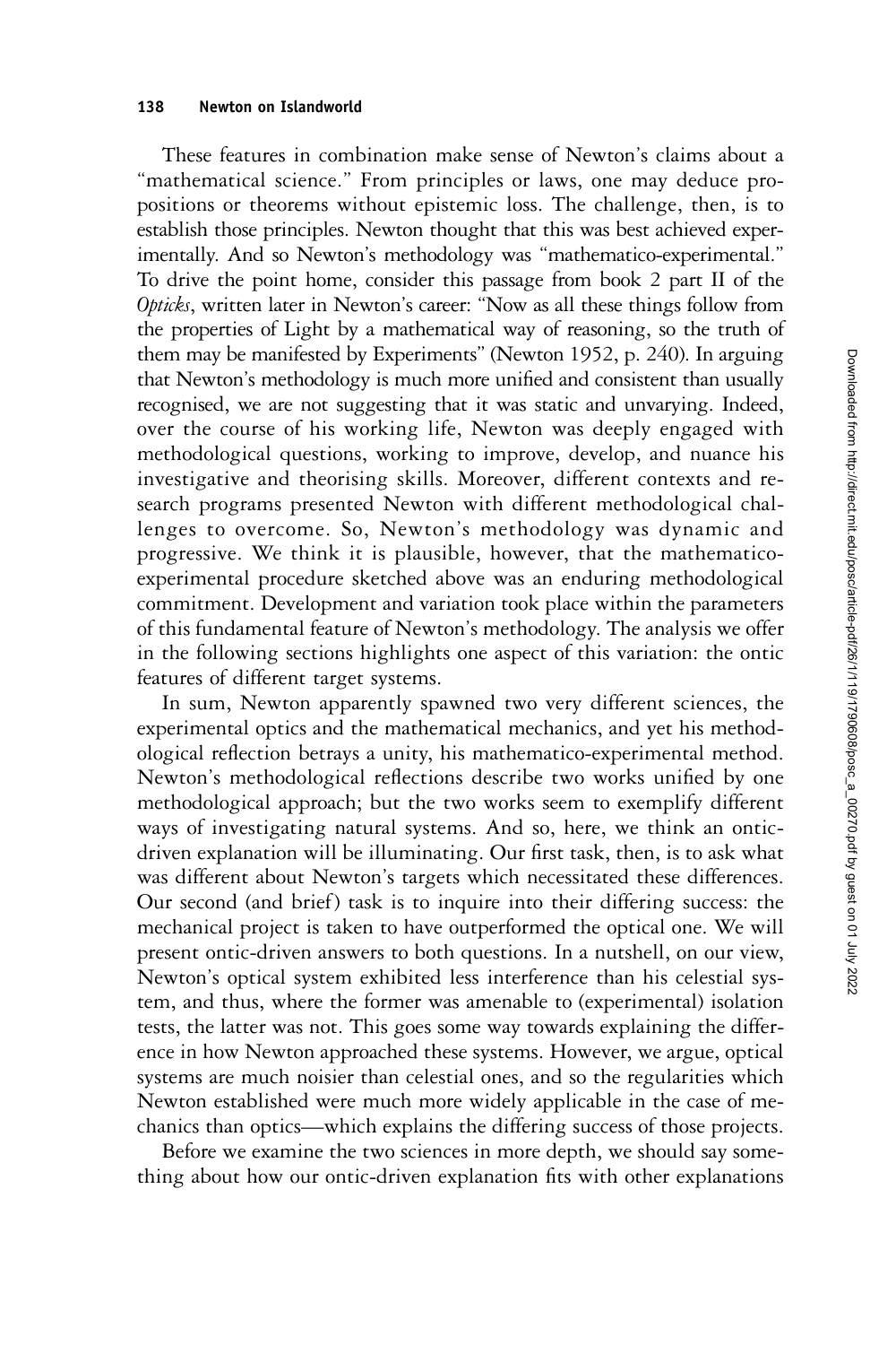These features in combination make sense of Newton's claims about a "mathematical science." From principles or laws, one may deduce propositions or theorems without epistemic loss. The challenge, then, is to establish those principles. Newton thought that this was best achieved experimentally. And so Newton's methodology was "mathematico-experimental." To drive the point home, consider this passage from book 2 part II of the *Opticks*, written later in Newton's career: "Now as all these things follow from the properties of Light by a mathematical way of reasoning, so the truth of them may be manifested by Experiments" (Newton 1952, p. 240). In arguing that Newton's methodology is much more unified and consistent than usually recognised, we are not suggesting that it was static and unvarying. Indeed, over the course of his working life, Newton was deeply engaged with methodological questions, working to improve, develop, and nuance his investigative and theorising skills. Moreover, different contexts and research programs presented Newton with different methodological challenges to overcome. So, Newton's methodology was dynamic and progressive. We think it is plausible, however, that the mathematico-experimental procedure sketched above was an enduring methodological commitment. Development and variation took place within the parameters of this fundamental feature of Newton's methodology. The analysis we offer in the following sections highlights one aspect of this variation: the ontic features of different target systems.

In sum, Newton apparently spawned two very different sciences, the experimental optics and the mathematical mechanics, and yet his methodological reflection betrays a unity, his mathematico-experimental method. Newton's methodological reflections describe two works unified by one methodological approach; but the two works seem to exemplify different ways of investigating natural systems. And so, here, we think an ontic-driven explanation will be illuminating. Our first task, then, is to ask what was different about Newton's targets which necessitated these differences. Our second (and brief) task is to inquire into their differing success: the mechanical project is taken to have outperformed the optical one. We will present ontic-driven answers to both questions. In a nutshell, on our view, Newton's optical system exhibited less interference than his celestial system, and thus, where the former was amenable to (experimental) isolation tests, the latter was not. This goes some way towards explaining the difference in how Newton approached these systems. However, we argue, optical systems are much noisier than celestial ones, and so the regularities which Newton established were much more widely applicable in the case of mechanics than optics—which explains the differing success of those projects.

Before we examine the two sciences in more depth, we should say something about how our ontic-driven explanation fits with other explanations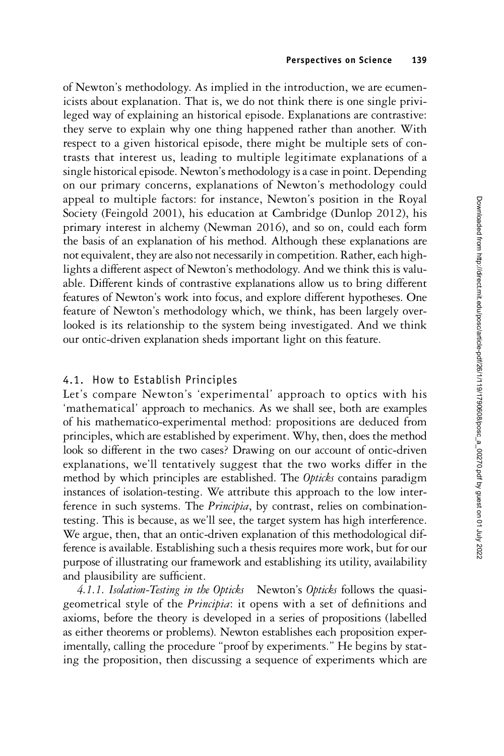of Newton's methodology. As implied in the introduction, we are ecumenicists about explanation. That is, we do not think there is one single privileged way of explaining an historical episode. Explanations are contrastive: they serve to explain why one thing happened rather than another. With respect to a given historical episode, there might be multiple sets of contrasts that interest us, leading to multiple legitimate explanations of a single historical episode. Newton's methodology is a case in point. Depending on our primary concerns, explanations of Newton's methodology could appeal to multiple factors: for instance, Newton's position in the Royal Society (Feingold 2001), his education at Cambridge (Dunlop 2012), his primary interest in alchemy (Newman 2016), and so on, could each form the basis of an explanation of his method. Although these explanations are not equivalent, they are also not necessarily in competition. Rather, each highlights a different aspect of Newton's methodology. And we think this is valuable. Different kinds of contrastive explanations allow us to bring different features of Newton's work into focus, and explore different hypotheses. One feature of Newton's methodology which, we think, has been largely overlooked is its relationship to the system being investigated. And we think our ontic-driven explanation sheds important light on this feature.

### 4.1. How to Establish Principles

Let's compare Newton's 'experimental' approach to optics with his 'mathematical' approach to mechanics. As we shall see, both are examples of his mathematico-experimental method: propositions are deduced from principles, which are established by experiment. Why, then, does the method look so different in the two cases? Drawing on our account of ontic-driven explanations, we'll tentatively suggest that the two works differ in the method by which principles are established. The *Opticks* contains paradigm instances of isolation-testing. We attribute this approach to the low interference in such systems. The *Principia*, by contrast, relies on combination-testing. This is because, as we'll see, the target system has high interference. We argue, then, that an ontic-driven explanation of this methodological difference is available. Establishing such a thesis requires more work, but for our purpose of illustrating our framework and establishing its utility, availability and plausibility are sufficient.

*4.1.1. Isolation-Testing in the Opticks* Newton's *Opticks* follows the quasi-geometrical style of the *Principia*: it opens with a set of definitions and axioms, before the theory is developed in a series of propositions (labelled as either theorems or problems). Newton establishes each proposition experimentally, calling the procedure "proof by experiments." He begins by stating the proposition, then discussing a sequence of experiments which are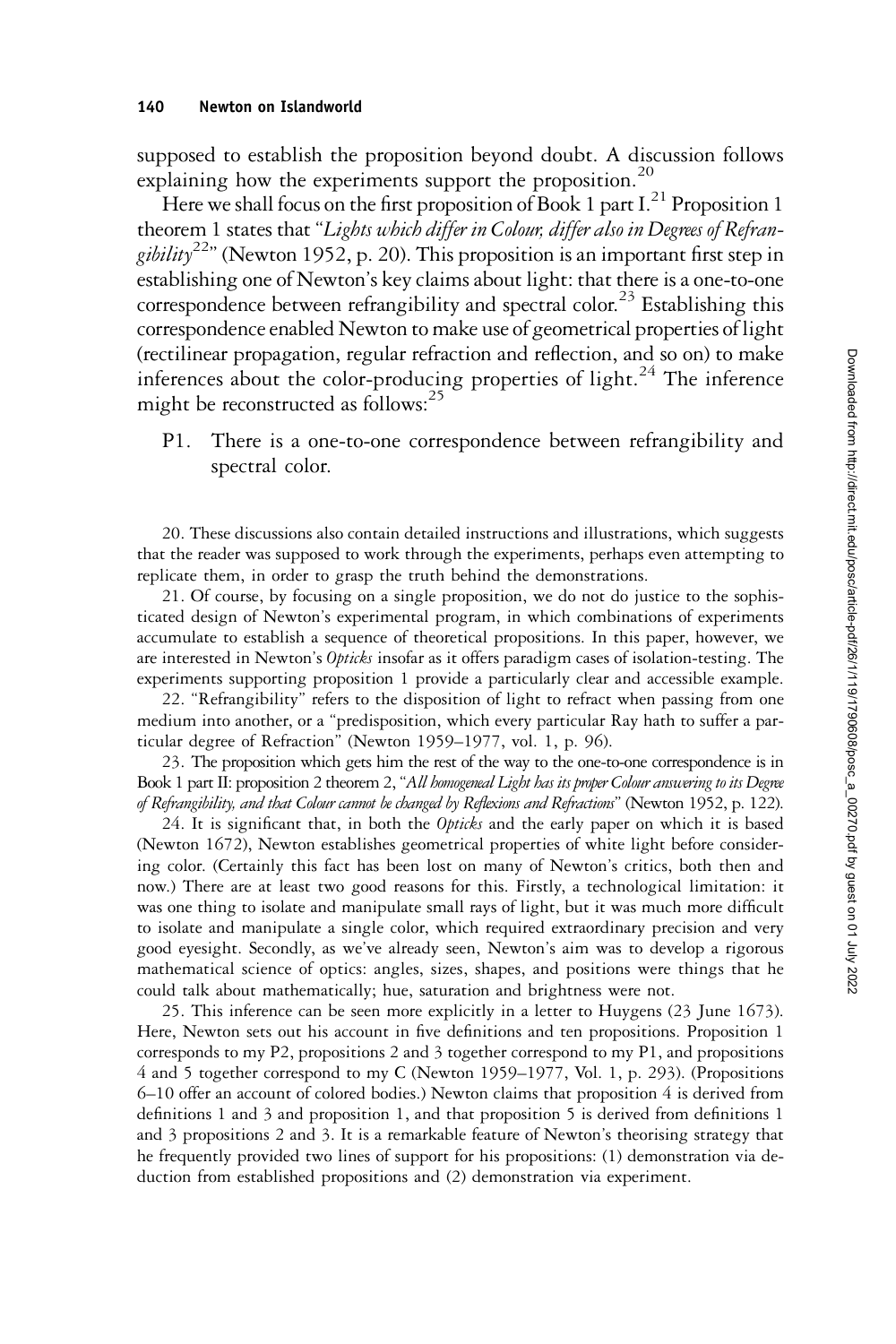supposed to establish the proposition beyond doubt. A discussion follows explaining how the experiments support the proposition.[20]

Here we shall focus on the first proposition of Book 1 part I.[21] Proposition 1 theorem 1 states that "*Lights which differ in Colour, differ also in Degrees of Refrangibility*[22]" (Newton 1952, p. 20). This proposition is an important first step in establishing one of Newton's key claims about light: that there is a one-to-one correspondence between refrangibility and spectral color.[23] Establishing this correspondence enabled Newton to make use of geometrical properties of light (rectilinear propagation, regular refraction and reflection, and so on) to make inferences about the color-producing properties of light.[24] The inference might be reconstructed as follows:[25]

P1. There is a one-to-one correspondence between refrangibility and spectral color.

20. These discussions also contain detailed instructions and illustrations, which suggests that the reader was supposed to work through the experiments, perhaps even attempting to replicate them, in order to grasp the truth behind the demonstrations.

21. Of course, by focusing on a single proposition, we do not do justice to the sophisticated design of Newton's experimental program, in which combinations of experiments accumulate to establish a sequence of theoretical propositions. In this paper, however, we are interested in Newton's *Opticks* insofar as it offers paradigm cases of isolation-testing. The experiments supporting proposition 1 provide a particularly clear and accessible example.

22. "Refrangibility" refers to the disposition of light to refract when passing from one medium into another, or a "predisposition, which every particular Ray hath to suffer a particular degree of Refraction" (Newton 1959–1977, vol. 1, p. 96).

23. The proposition which gets him the rest of the way to the one-to-one correspondence is in Book 1 part II: proposition 2 theorem 2, "*All homogeneal Light has its proper Colour answering to its Degree of Refrangibility, and that Colour cannot be changed by Reflexions and Refractions*" (Newton 1952, p. 122).

24. It is significant that, in both the *Opticks* and the early paper on which it is based (Newton 1672), Newton establishes geometrical properties of white light before considering color. (Certainly this fact has been lost on many of Newton's critics, both then and now.) There are at least two good reasons for this. Firstly, a technological limitation: it was one thing to isolate and manipulate small rays of light, but it was much more difficult to isolate and manipulate a single color, which required extraordinary precision and very good eyesight. Secondly, as we've already seen, Newton's aim was to develop a rigorous mathematical science of optics: angles, sizes, shapes, and positions were things that he could talk about mathematically; hue, saturation and brightness were not.

25. This inference can be seen more explicitly in a letter to Huygens (23 June 1673). Here, Newton sets out his account in five definitions and ten propositions. Proposition 1 corresponds to my P2, propositions 2 and 3 together correspond to my P1, and propositions 4 and 5 together correspond to my C (Newton 1959–1977, Vol. 1, p. 293). (Propositions 6–10 offer an account of colored bodies.) Newton claims that proposition 4 is derived from definitions 1 and 3 and proposition 1, and that proposition 5 is derived from definitions 1 and 3 propositions 2 and 3. It is a remarkable feature of Newton's theorising strategy that he frequently provided two lines of support for his propositions: (1) demonstration via deduction from established propositions and (2) demonstration via experiment.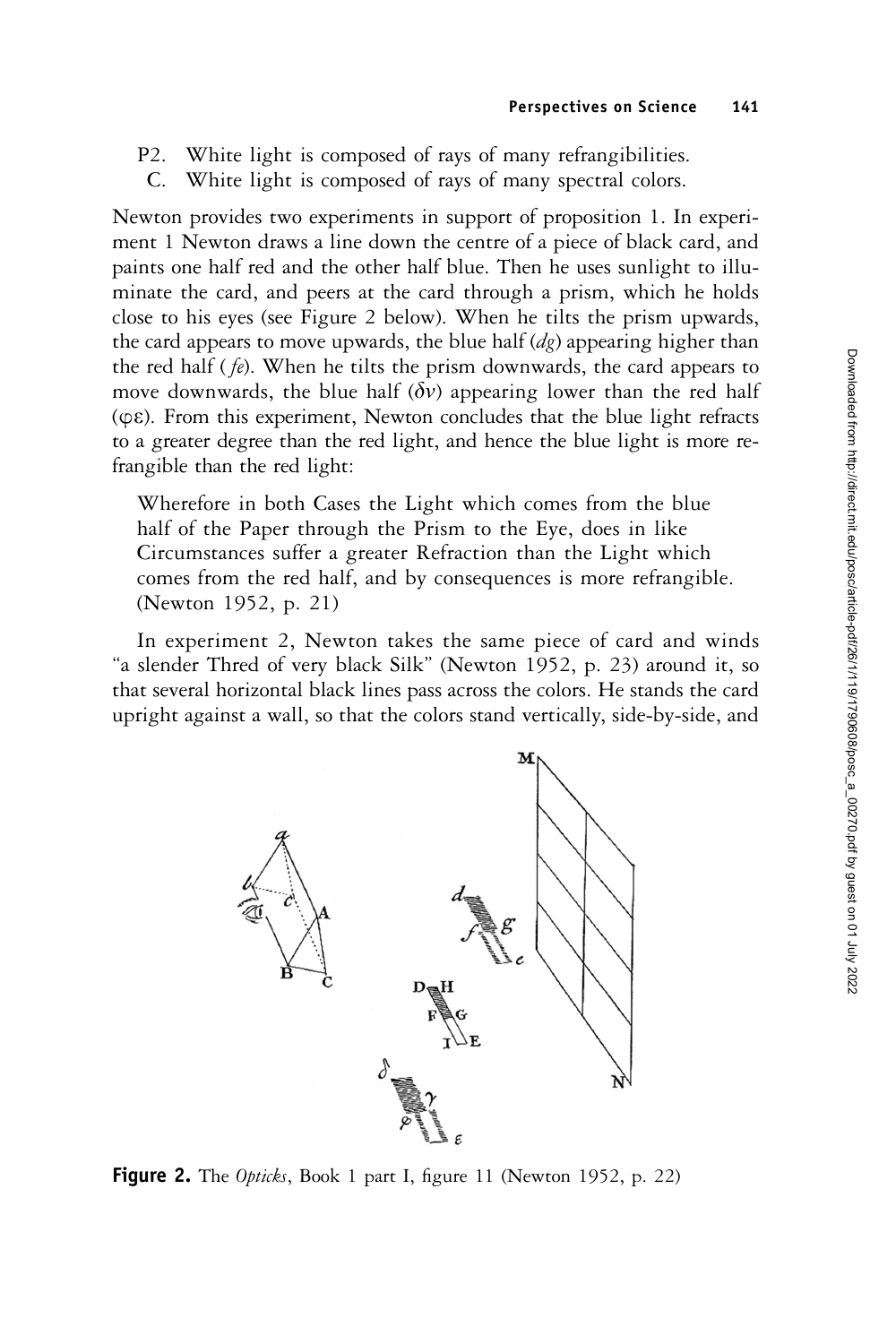P2. White light is composed of rays of many refrangibilities.
C. White light is composed of rays of many spectral colors.

Newton provides two experiments in support of proposition 1. In experiment 1 Newton draws a line down the centre of a piece of black card, and paints one half red and the other half blue. Then he uses sunlight to illuminate the card, and peers at the card through a prism, which he holds close to his eyes (see Figure 2 below). When he tilts the prism upwards, the card appears to move upwards, the blue half (*dg*) appearing higher than the red half (*fe*). When he tilts the prism downwards, the card appears to move downwards, the blue half ($\delta\nu$) appearing lower than the red half ($\varphi\varepsilon$). From this experiment, Newton concludes that the blue light refracts to a greater degree than the red light, and hence the blue light is more refrangible than the red light:

> Wherefore in both Cases the Light which comes from the blue half of the Paper through the Prism to the Eye, does in like Circumstances suffer a greater Refraction than the Light which comes from the red half, and by consequences is more refrangible. (Newton 1952, p. 21)

In experiment 2, Newton takes the same piece of card and winds "a slender Thred of very black Silk" (Newton 1952, p. 23) around it, so that several horizontal black lines pass across the colors. He stands the card upright against a wall, so that the colors stand vertically, side-by-side, and

**Figure 2.** The *Opticks*, Book 1 part I, figure 11 (Newton 1952, p. 22)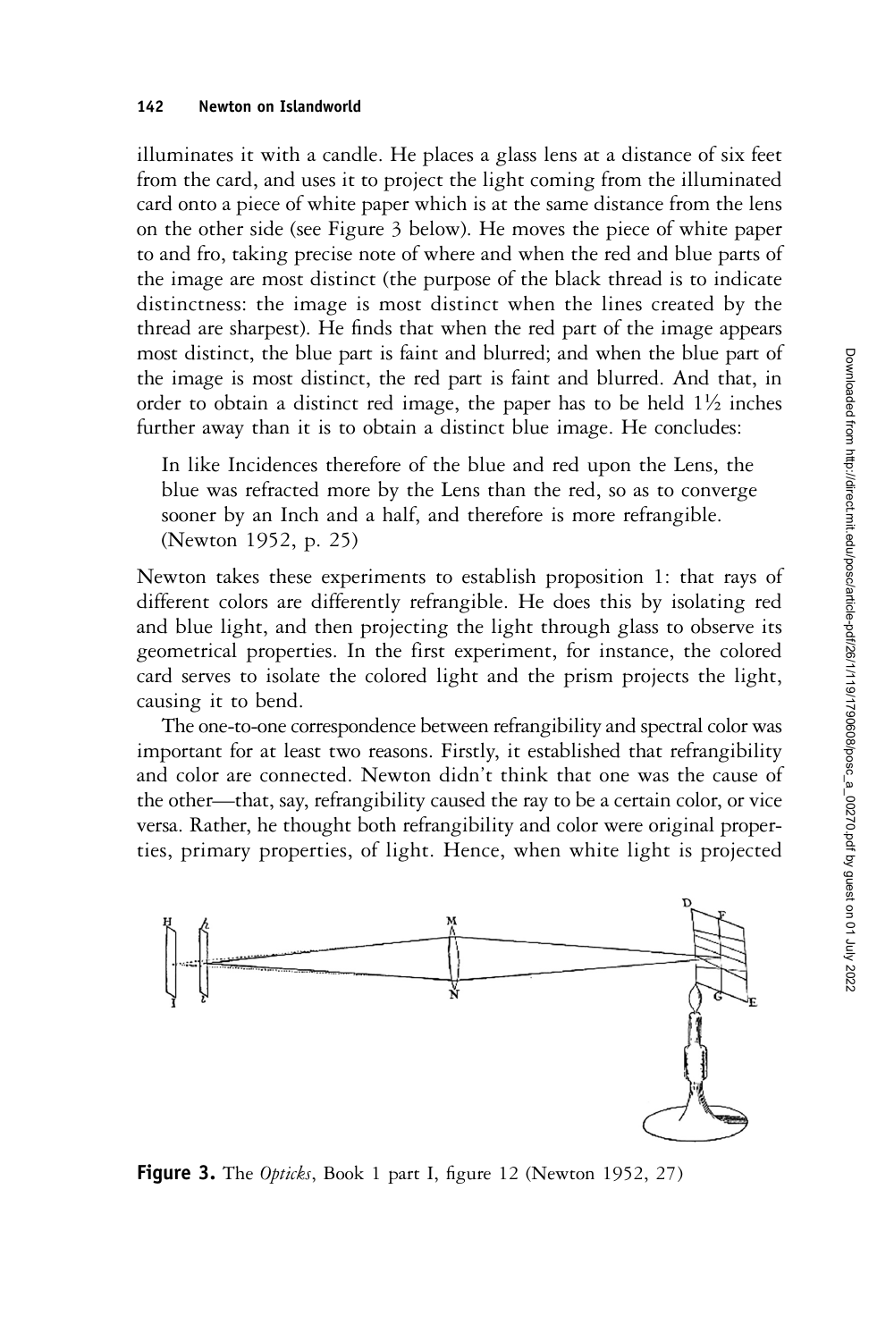illuminates it with a candle. He places a glass lens at a distance of six feet from the card, and uses it to project the light coming from the illuminated card onto a piece of white paper which is at the same distance from the lens on the other side (see Figure 3 below). He moves the piece of white paper to and fro, taking precise note of where and when the red and blue parts of the image are most distinct (the purpose of the black thread is to indicate distinctness: the image is most distinct when the lines created by the thread are sharpest). He finds that when the red part of the image appears most distinct, the blue part is faint and blurred; and when the blue part of the image is most distinct, the red part is faint and blurred. And that, in order to obtain a distinct red image, the paper has to be held 1½ inches further away than it is to obtain a distinct blue image. He concludes:

> In like Incidences therefore of the blue and red upon the Lens, the blue was refracted more by the Lens than the red, so as to converge sooner by an Inch and a half, and therefore is more refrangible. (Newton 1952, p. 25)

Newton takes these experiments to establish proposition 1: that rays of different colors are differently refrangible. He does this by isolating red and blue light, and then projecting the light through glass to observe its geometrical properties. In the first experiment, for instance, the colored card serves to isolate the colored light and the prism projects the light, causing it to bend.

The one-to-one correspondence between refrangibility and spectral color was important for at least two reasons. Firstly, it established that refrangibility and color are connected. Newton didn't think that one was the cause of the other—that, say, refrangibility caused the ray to be a certain color, or vice versa. Rather, he thought both refrangibility and color were original properties, primary properties, of light. Hence, when white light is projected

**Figure 3.** The *Opticks*, Book 1 part I, figure 12 (Newton 1952, 27)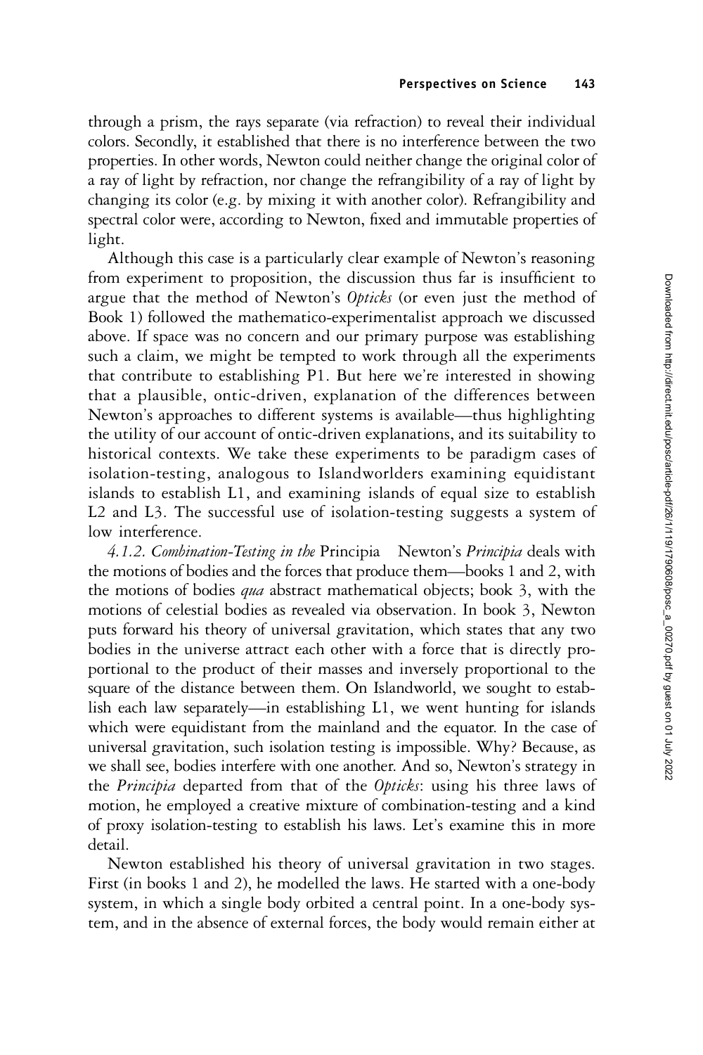through a prism, the rays separate (via refraction) to reveal their individual colors. Secondly, it established that there is no interference between the two properties. In other words, Newton could neither change the original color of a ray of light by refraction, nor change the refrangibility of a ray of light by changing its color (e.g. by mixing it with another color). Refrangibility and spectral color were, according to Newton, fixed and immutable properties of light.

Although this case is a particularly clear example of Newton's reasoning from experiment to proposition, the discussion thus far is insufficient to argue that the method of Newton's *Opticks* (or even just the method of Book 1) followed the mathematico-experimentalist approach we discussed above. If space was no concern and our primary purpose was establishing such a claim, we might be tempted to work through all the experiments that contribute to establishing P1. But here we're interested in showing that a plausible, ontic-driven, explanation of the differences between Newton's approaches to different systems is available—thus highlighting the utility of our account of ontic-driven explanations, and its suitability to historical contexts. We take these experiments to be paradigm cases of isolation-testing, analogous to Islandworlders examining equidistant islands to establish L1, and examining islands of equal size to establish L2 and L3. The successful use of isolation-testing suggests a system of low interference.

*4.1.2. Combination-Testing in the* Principia Newton's *Principia* deals with the motions of bodies and the forces that produce them—books 1 and 2, with the motions of bodies *qua* abstract mathematical objects; book 3, with the motions of celestial bodies as revealed via observation. In book 3, Newton puts forward his theory of universal gravitation, which states that any two bodies in the universe attract each other with a force that is directly proportional to the product of their masses and inversely proportional to the square of the distance between them. On Islandworld, we sought to establish each law separately—in establishing L1, we went hunting for islands which were equidistant from the mainland and the equator. In the case of universal gravitation, such isolation testing is impossible. Why? Because, as we shall see, bodies interfere with one another. And so, Newton's strategy in the *Principia* departed from that of the *Opticks*: using his three laws of motion, he employed a creative mixture of combination-testing and a kind of proxy isolation-testing to establish his laws. Let's examine this in more detail.

Newton established his theory of universal gravitation in two stages. First (in books 1 and 2), he modelled the laws. He started with a one-body system, in which a single body orbited a central point. In a one-body system, and in the absence of external forces, the body would remain either at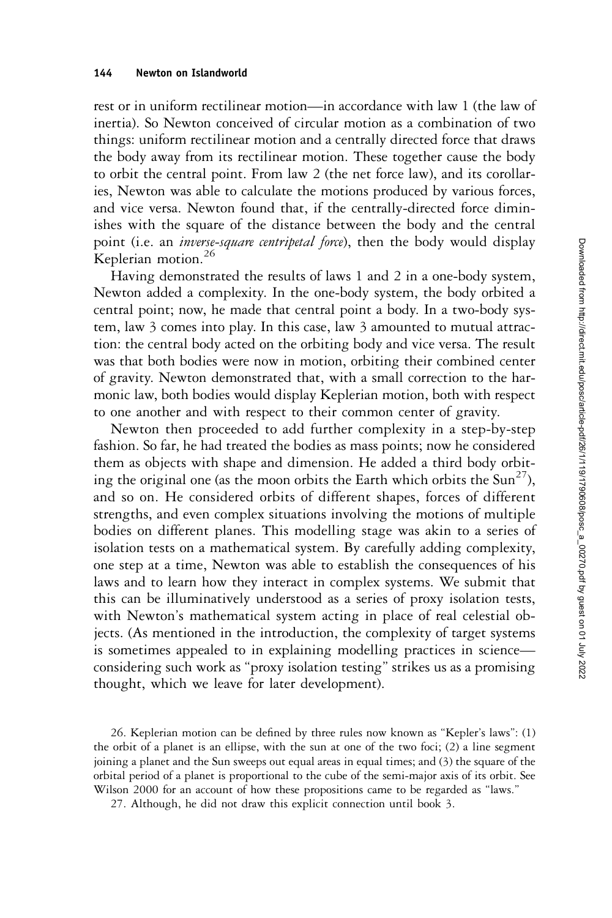rest or in uniform rectilinear motion—in accordance with law 1 (the law of inertia). So Newton conceived of circular motion as a combination of two things: uniform rectilinear motion and a centrally directed force that draws the body away from its rectilinear motion. These together cause the body to orbit the central point. From law 2 (the net force law), and its corollaries, Newton was able to calculate the motions produced by various forces, and vice versa. Newton found that, if the centrally-directed force diminishes with the square of the distance between the body and the central point (i.e. an *inverse-square centripetal force*), then the body would display Keplerian motion.[26]

Having demonstrated the results of laws 1 and 2 in a one-body system, Newton added a complexity. In the one-body system, the body orbited a central point; now, he made that central point a body. In a two-body system, law 3 comes into play. In this case, law 3 amounted to mutual attraction: the central body acted on the orbiting body and vice versa. The result was that both bodies were now in motion, orbiting their combined center of gravity. Newton demonstrated that, with a small correction to the harmonic law, both bodies would display Keplerian motion, both with respect to one another and with respect to their common center of gravity.

Newton then proceeded to add further complexity in a step-by-step fashion. So far, he had treated the bodies as mass points; now he considered them as objects with shape and dimension. He added a third body orbiting the original one (as the moon orbits the Earth which orbits the Sun[27]), and so on. He considered orbits of different shapes, forces of different strengths, and even complex situations involving the motions of multiple bodies on different planes. This modelling stage was akin to a series of isolation tests on a mathematical system. By carefully adding complexity, one step at a time, Newton was able to establish the consequences of his laws and to learn how they interact in complex systems. We submit that this can be illuminatively understood as a series of proxy isolation tests, with Newton's mathematical system acting in place of real celestial objects. (As mentioned in the introduction, the complexity of target systems is sometimes appealed to in explaining modelling practices in science—considering such work as "proxy isolation testing" strikes us as a promising thought, which we leave for later development).

26. Keplerian motion can be defined by three rules now known as "Kepler's laws": (1) the orbit of a planet is an ellipse, with the sun at one of the two foci; (2) a line segment joining a planet and the Sun sweeps out equal areas in equal times; and (3) the square of the orbital period of a planet is proportional to the cube of the semi-major axis of its orbit. See Wilson 2000 for an account of how these propositions came to be regarded as "laws."

27. Although, he did not draw this explicit connection until book 3.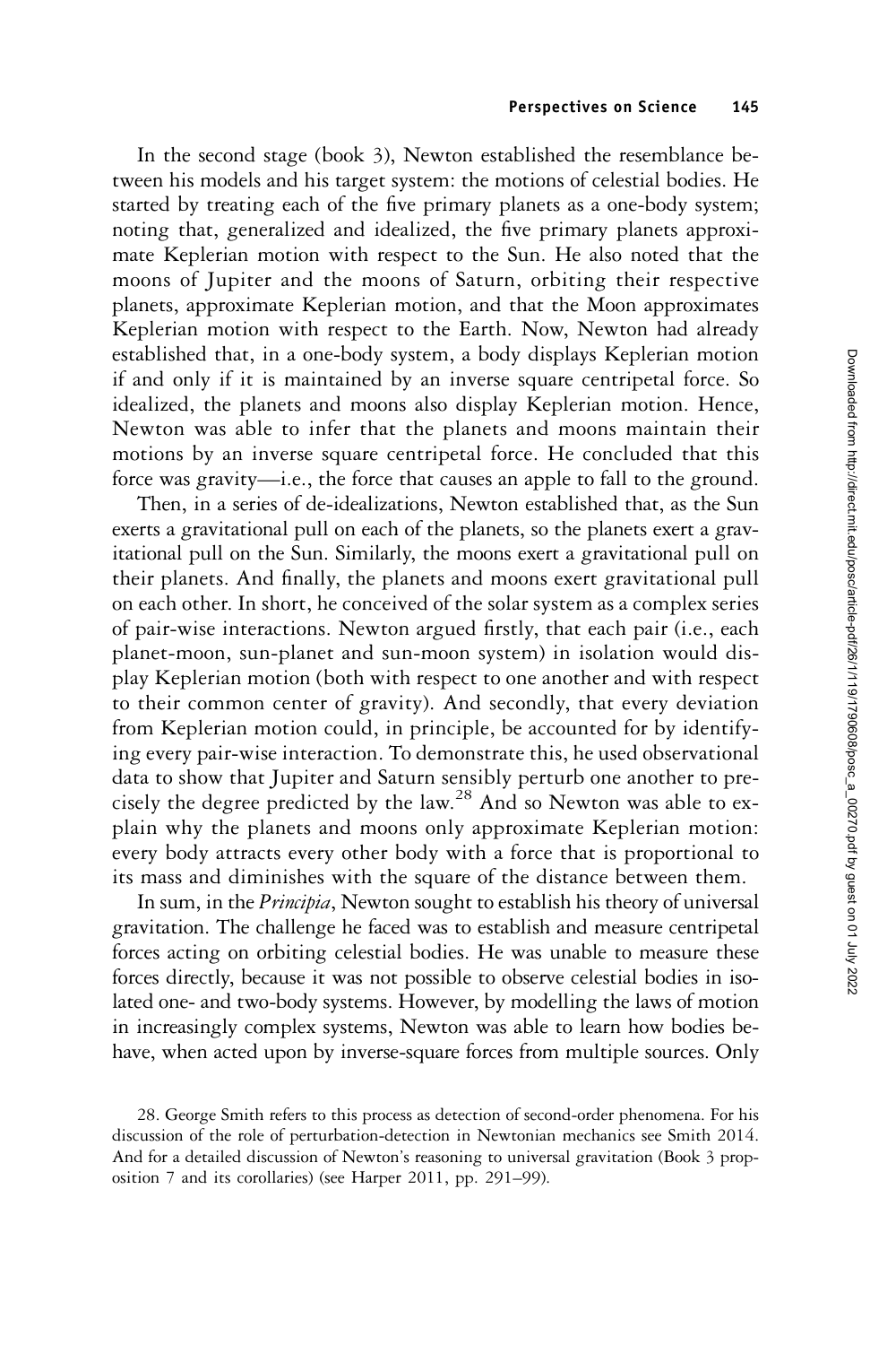In the second stage (book 3), Newton established the resemblance between his models and his target system: the motions of celestial bodies. He started by treating each of the five primary planets as a one-body system; noting that, generalized and idealized, the five primary planets approximate Keplerian motion with respect to the Sun. He also noted that the moons of Jupiter and the moons of Saturn, orbiting their respective planets, approximate Keplerian motion, and that the Moon approximates Keplerian motion with respect to the Earth. Now, Newton had already established that, in a one-body system, a body displays Keplerian motion if and only if it is maintained by an inverse square centripetal force. So idealized, the planets and moons also display Keplerian motion. Hence, Newton was able to infer that the planets and moons maintain their motions by an inverse square centripetal force. He concluded that this force was gravity—i.e., the force that causes an apple to fall to the ground.

Then, in a series of de-idealizations, Newton established that, as the Sun exerts a gravitational pull on each of the planets, so the planets exert a gravitational pull on the Sun. Similarly, the moons exert a gravitational pull on their planets. And finally, the planets and moons exert gravitational pull on each other. In short, he conceived of the solar system as a complex series of pair-wise interactions. Newton argued firstly, that each pair (i.e., each planet-moon, sun-planet and sun-moon system) in isolation would display Keplerian motion (both with respect to one another and with respect to their common center of gravity). And secondly, that every deviation from Keplerian motion could, in principle, be accounted for by identifying every pair-wise interaction. To demonstrate this, he used observational data to show that Jupiter and Saturn sensibly perturb one another to precisely the degree predicted by the law.[28] And so Newton was able to explain why the planets and moons only approximate Keplerian motion: every body attracts every other body with a force that is proportional to its mass and diminishes with the square of the distance between them.

In sum, in the *Principia*, Newton sought to establish his theory of universal gravitation. The challenge he faced was to establish and measure centripetal forces acting on orbiting celestial bodies. He was unable to measure these forces directly, because it was not possible to observe celestial bodies in isolated one- and two-body systems. However, by modelling the laws of motion in increasingly complex systems, Newton was able to learn how bodies behave, when acted upon by inverse-square forces from multiple sources. Only

28. George Smith refers to this process as detection of second-order phenomena. For his discussion of the role of perturbation-detection in Newtonian mechanics see Smith 2014. And for a detailed discussion of Newton's reasoning to universal gravitation (Book 3 proposition 7 and its corollaries) (see Harper 2011, pp. 291–99).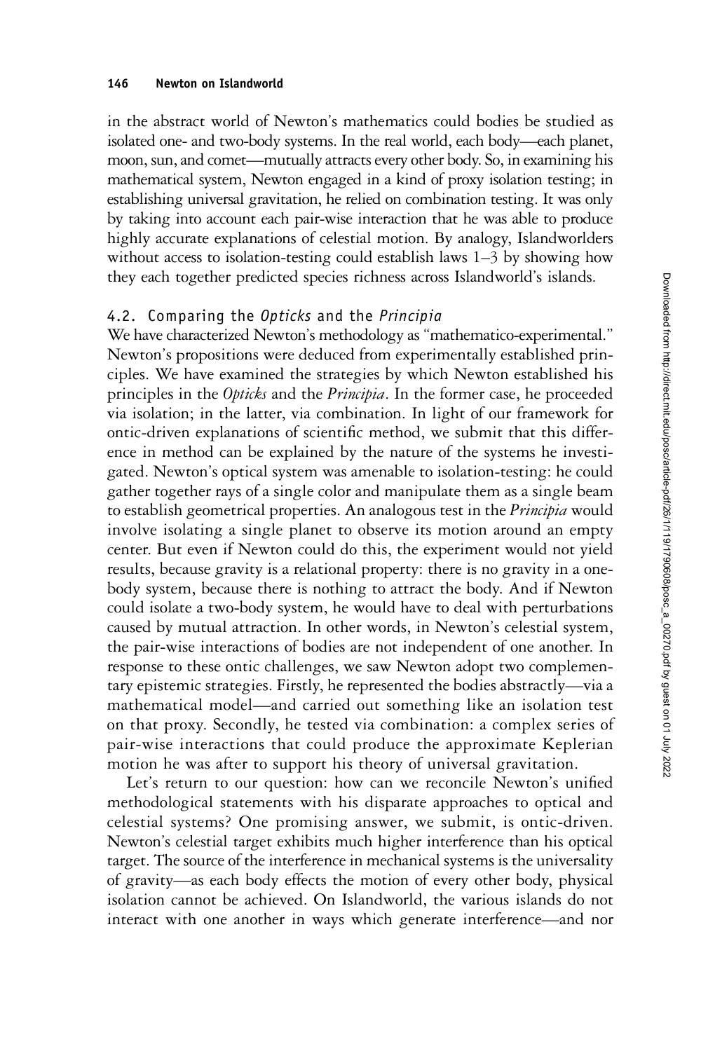in the abstract world of Newton's mathematics could bodies be studied as isolated one- and two-body systems. In the real world, each body—each planet, moon, sun, and comet—mutually attracts every other body. So, in examining his mathematical system, Newton engaged in a kind of proxy isolation testing; in establishing universal gravitation, he relied on combination testing. It was only by taking into account each pair-wise interaction that he was able to produce highly accurate explanations of celestial motion. By analogy, Islandworlders without access to isolation-testing could establish laws 1–3 by showing how they each together predicted species richness across Islandworld's islands.

### 4.2. Comparing the *Opticks* and the *Principia*

We have characterized Newton's methodology as "mathematico-experimental." Newton's propositions were deduced from experimentally established principles. We have examined the strategies by which Newton established his principles in the *Opticks* and the *Principia*. In the former case, he proceeded via isolation; in the latter, via combination. In light of our framework for ontic-driven explanations of scientific method, we submit that this difference in method can be explained by the nature of the systems he investigated. Newton's optical system was amenable to isolation-testing: he could gather together rays of a single color and manipulate them as a single beam to establish geometrical properties. An analogous test in the *Principia* would involve isolating a single planet to observe its motion around an empty center. But even if Newton could do this, the experiment would not yield results, because gravity is a relational property: there is no gravity in a one-body system, because there is nothing to attract the body. And if Newton could isolate a two-body system, he would have to deal with perturbations caused by mutual attraction. In other words, in Newton's celestial system, the pair-wise interactions of bodies are not independent of one another. In response to these ontic challenges, we saw Newton adopt two complementary epistemic strategies. Firstly, he represented the bodies abstractly—via a mathematical model—and carried out something like an isolation test on that proxy. Secondly, he tested via combination: a complex series of pair-wise interactions that could produce the approximate Keplerian motion he was after to support his theory of universal gravitation.

Let's return to our question: how can we reconcile Newton's unified methodological statements with his disparate approaches to optical and celestial systems? One promising answer, we submit, is ontic-driven. Newton's celestial target exhibits much higher interference than his optical target. The source of the interference in mechanical systems is the universality of gravity—as each body effects the motion of every other body, physical isolation cannot be achieved. On Islandworld, the various islands do not interact with one another in ways which generate interference—and nor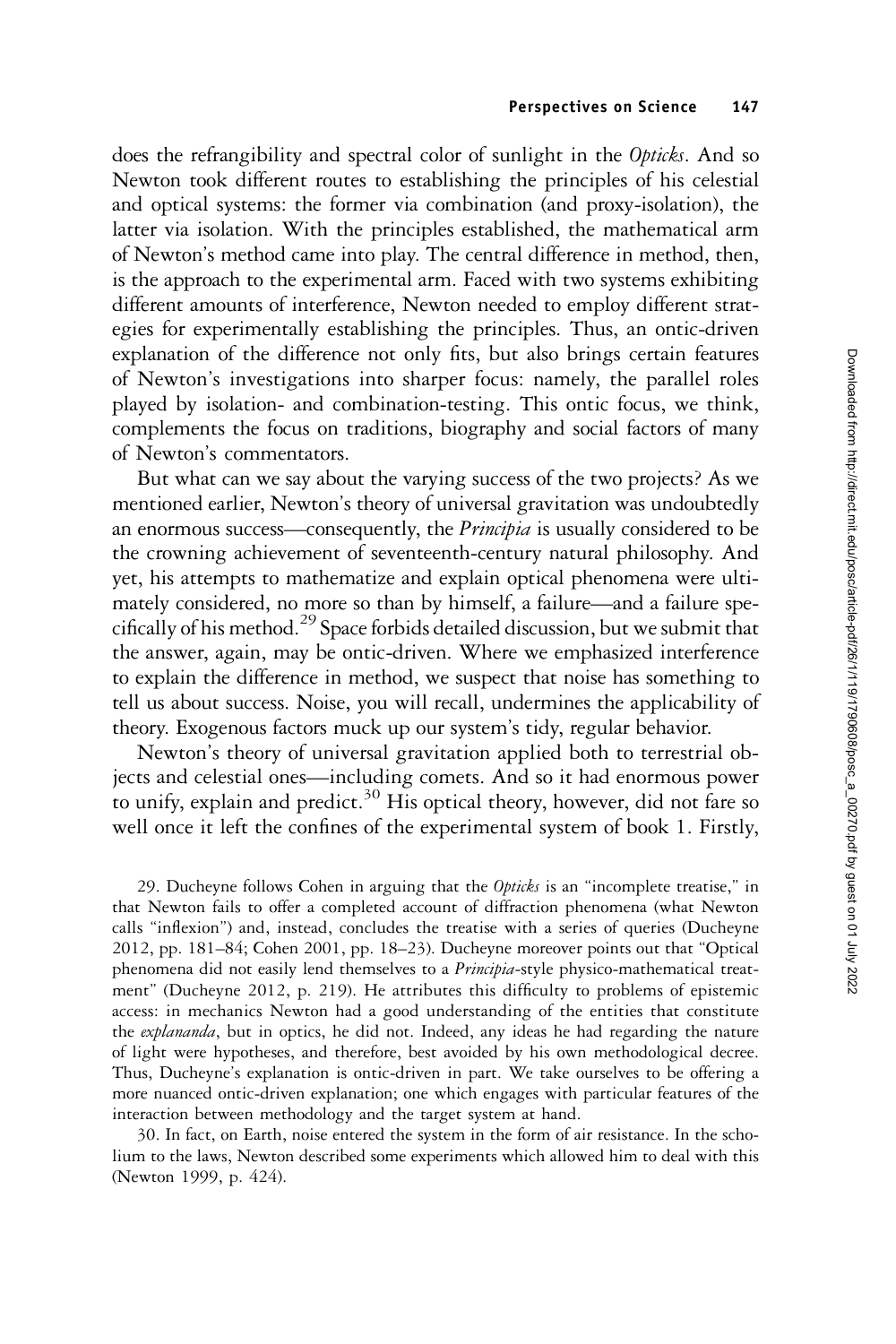does the refrangibility and spectral color of sunlight in the *Opticks*. And so Newton took different routes to establishing the principles of his celestial and optical systems: the former via combination (and proxy-isolation), the latter via isolation. With the principles established, the mathematical arm of Newton's method came into play. The central difference in method, then, is the approach to the experimental arm. Faced with two systems exhibiting different amounts of interference, Newton needed to employ different strategies for experimentally establishing the principles. Thus, an ontic-driven explanation of the difference not only fits, but also brings certain features of Newton's investigations into sharper focus: namely, the parallel roles played by isolation- and combination-testing. This ontic focus, we think, complements the focus on traditions, biography and social factors of many of Newton's commentators.

But what can we say about the varying success of the two projects? As we mentioned earlier, Newton's theory of universal gravitation was undoubtedly an enormous success—consequently, the *Principia* is usually considered to be the crowning achievement of seventeenth-century natural philosophy. And yet, his attempts to mathematize and explain optical phenomena were ultimately considered, no more so than by himself, a failure—and a failure specifically of his method.[29] Space forbids detailed discussion, but we submit that the answer, again, may be ontic-driven. Where we emphasized interference to explain the difference in method, we suspect that noise has something to tell us about success. Noise, you will recall, undermines the applicability of theory. Exogenous factors muck up our system's tidy, regular behavior.

Newton's theory of universal gravitation applied both to terrestrial objects and celestial ones—including comets. And so it had enormous power to unify, explain and predict.[30] His optical theory, however, did not fare so well once it left the confines of the experimental system of book 1. Firstly,

29. Ducheyne follows Cohen in arguing that the *Opticks* is an "incomplete treatise," in that Newton fails to offer a completed account of diffraction phenomena (what Newton calls "inflexion") and, instead, concludes the treatise with a series of queries (Ducheyne 2012, pp. 181–84; Cohen 2001, pp. 18–23). Ducheyne moreover points out that "Optical phenomena did not easily lend themselves to a *Principia*-style physico-mathematical treatment" (Ducheyne 2012, p. 219). He attributes this difficulty to problems of epistemic access: in mechanics Newton had a good understanding of the entities that constitute the *explananda*, but in optics, he did not. Indeed, any ideas he had regarding the nature of light were hypotheses, and therefore, best avoided by his own methodological decree. Thus, Ducheyne's explanation is ontic-driven in part. We take ourselves to be offering a more nuanced ontic-driven explanation; one which engages with particular features of the interaction between methodology and the target system at hand.

30. In fact, on Earth, noise entered the system in the form of air resistance. In the scholium to the laws, Newton described some experiments which allowed him to deal with this (Newton 1999, p. 424).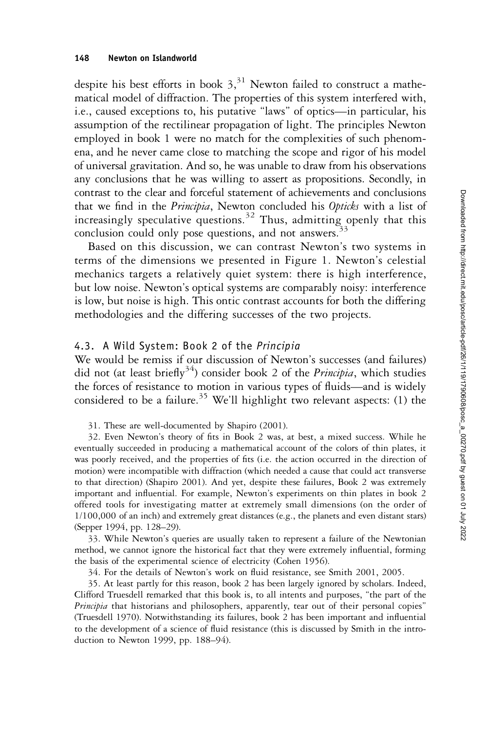despite his best efforts in book 3,[31] Newton failed to construct a mathematical model of diffraction. The properties of this system interfered with, i.e., caused exceptions to, his putative "laws" of optics—in particular, his assumption of the rectilinear propagation of light. The principles Newton employed in book 1 were no match for the complexities of such phenomena, and he never came close to matching the scope and rigor of his model of universal gravitation. And so, he was unable to draw from his observations any conclusions that he was willing to assert as propositions. Secondly, in contrast to the clear and forceful statement of achievements and conclusions that we find in the *Principia*, Newton concluded his *Opticks* with a list of increasingly speculative questions.[32] Thus, admitting openly that this conclusion could only pose questions, and not answers.[33]

Based on this discussion, we can contrast Newton's two systems in terms of the dimensions we presented in Figure 1. Newton's celestial mechanics targets a relatively quiet system: there is high interference, but low noise. Newton's optical systems are comparably noisy: interference is low, but noise is high. This ontic contrast accounts for both the differing methodologies and the differing successes of the two projects.

### 4.3. A Wild System: Book 2 of the *Principia*

We would be remiss if our discussion of Newton's successes (and failures) did not (at least briefly[34]) consider book 2 of the *Principia*, which studies the forces of resistance to motion in various types of fluids—and is widely considered to be a failure.[35] We'll highlight two relevant aspects: (1) the

31. These are well-documented by Shapiro (2001).

32. Even Newton's theory of fits in Book 2 was, at best, a mixed success. While he eventually succeeded in producing a mathematical account of the colors of thin plates, it was poorly received, and the properties of fits (i.e. the action occurred in the direction of motion) were incompatible with diffraction (which needed a cause that could act transverse to that direction) (Shapiro 2001). And yet, despite these failures, Book 2 was extremely important and influential. For example, Newton's experiments on thin plates in book 2 offered tools for investigating matter at extremely small dimensions (on the order of 1/100,000 of an inch) and extremely great distances (e.g., the planets and even distant stars) (Sepper 1994, pp. 128–29).

33. While Newton's queries are usually taken to represent a failure of the Newtonian method, we cannot ignore the historical fact that they were extremely influential, forming the basis of the experimental science of electricity (Cohen 1956).

34. For the details of Newton's work on fluid resistance, see Smith 2001, 2005.

35. At least partly for this reason, book 2 has been largely ignored by scholars. Indeed, Clifford Truesdell remarked that this book is, to all intents and purposes, "the part of the *Principia* that historians and philosophers, apparently, tear out of their personal copies" (Truesdell 1970). Notwithstanding its failures, book 2 has been important and influential to the development of a science of fluid resistance (this is discussed by Smith in the introduction to Newton 1999, pp. 188–94).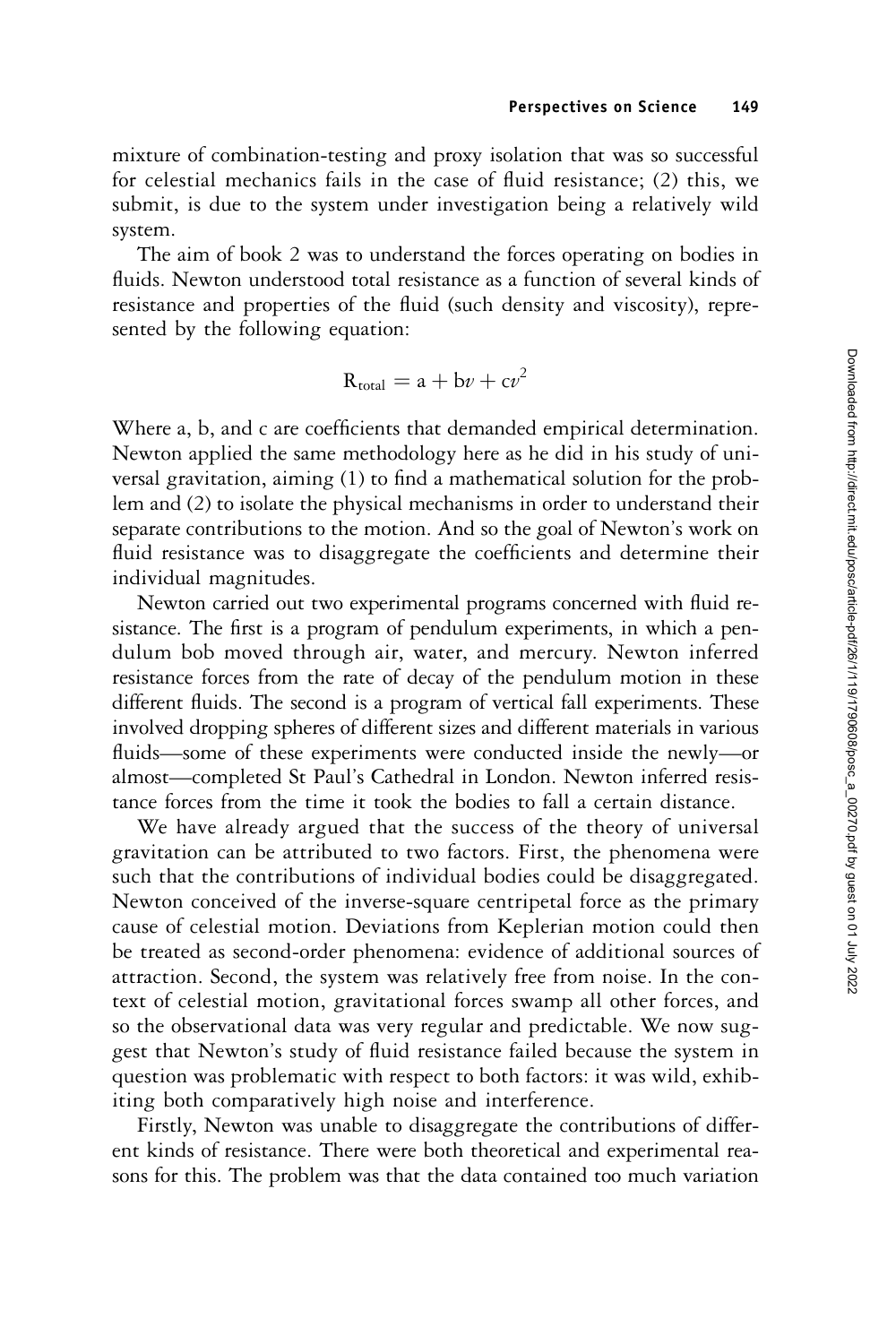mixture of combination-testing and proxy isolation that was so successful for celestial mechanics fails in the case of fluid resistance; (2) this, we submit, is due to the system under investigation being a relatively wild system.

The aim of book 2 was to understand the forces operating on bodies in fluids. Newton understood total resistance as a function of several kinds of resistance and properties of the fluid (such density and viscosity), represented by the following equation:

$$R_{total} = a + bv + cv^2$$

Where a, b, and c are coefficients that demanded empirical determination. Newton applied the same methodology here as he did in his study of universal gravitation, aiming (1) to find a mathematical solution for the problem and (2) to isolate the physical mechanisms in order to understand their separate contributions to the motion. And so the goal of Newton's work on fluid resistance was to disaggregate the coefficients and determine their individual magnitudes.

Newton carried out two experimental programs concerned with fluid resistance. The first is a program of pendulum experiments, in which a pendulum bob moved through air, water, and mercury. Newton inferred resistance forces from the rate of decay of the pendulum motion in these different fluids. The second is a program of vertical fall experiments. These involved dropping spheres of different sizes and different materials in various fluids—some of these experiments were conducted inside the newly—or almost—completed St Paul's Cathedral in London. Newton inferred resistance forces from the time it took the bodies to fall a certain distance.

We have already argued that the success of the theory of universal gravitation can be attributed to two factors. First, the phenomena were such that the contributions of individual bodies could be disaggregated. Newton conceived of the inverse-square centripetal force as the primary cause of celestial motion. Deviations from Keplerian motion could then be treated as second-order phenomena: evidence of additional sources of attraction. Second, the system was relatively free from noise. In the context of celestial motion, gravitational forces swamp all other forces, and so the observational data was very regular and predictable. We now suggest that Newton's study of fluid resistance failed because the system in question was problematic with respect to both factors: it was wild, exhibiting both comparatively high noise and interference.

Firstly, Newton was unable to disaggregate the contributions of different kinds of resistance. There were both theoretical and experimental reasons for this. The problem was that the data contained too much variation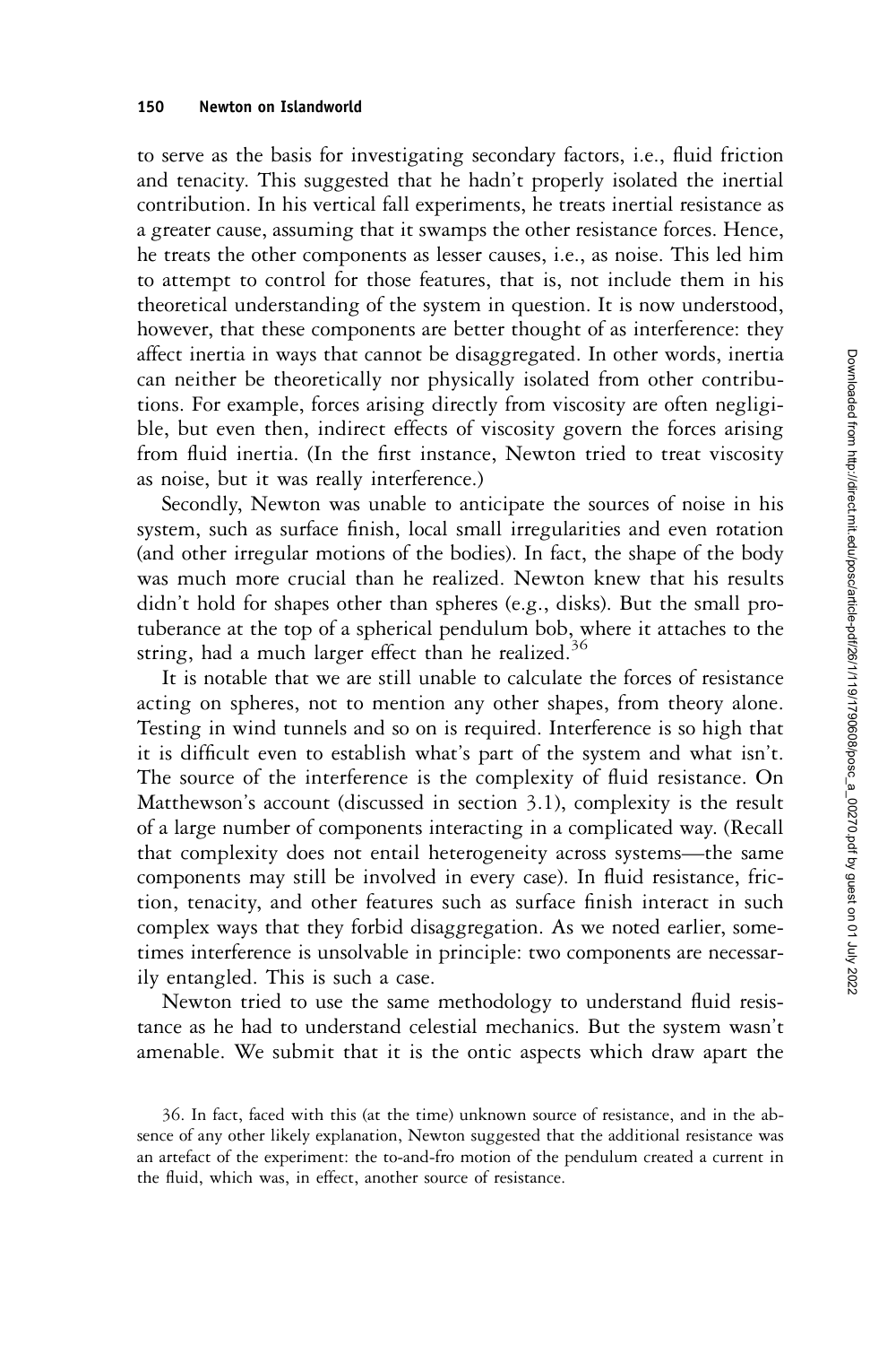to serve as the basis for investigating secondary factors, i.e., fluid friction and tenacity. This suggested that he hadn't properly isolated the inertial contribution. In his vertical fall experiments, he treats inertial resistance as a greater cause, assuming that it swamps the other resistance forces. Hence, he treats the other components as lesser causes, i.e., as noise. This led him to attempt to control for those features, that is, not include them in his theoretical understanding of the system in question. It is now understood, however, that these components are better thought of as interference: they affect inertia in ways that cannot be disaggregated. In other words, inertia can neither be theoretically nor physically isolated from other contributions. For example, forces arising directly from viscosity are often negligible, but even then, indirect effects of viscosity govern the forces arising from fluid inertia. (In the first instance, Newton tried to treat viscosity as noise, but it was really interference.)

Secondly, Newton was unable to anticipate the sources of noise in his system, such as surface finish, local small irregularities and even rotation (and other irregular motions of the bodies). In fact, the shape of the body was much more crucial than he realized. Newton knew that his results didn't hold for shapes other than spheres (e.g., disks). But the small protuberance at the top of a spherical pendulum bob, where it attaches to the string, had a much larger effect than he realized.[36]

It is notable that we are still unable to calculate the forces of resistance acting on spheres, not to mention any other shapes, from theory alone. Testing in wind tunnels and so on is required. Interference is so high that it is difficult even to establish what's part of the system and what isn't. The source of the interference is the complexity of fluid resistance. On Matthewson's account (discussed in section 3.1), complexity is the result of a large number of components interacting in a complicated way. (Recall that complexity does not entail heterogeneity across systems—the same components may still be involved in every case). In fluid resistance, friction, tenacity, and other features such as surface finish interact in such complex ways that they forbid disaggregation. As we noted earlier, sometimes interference is unsolvable in principle: two components are necessarily entangled. This is such a case.

Newton tried to use the same methodology to understand fluid resistance as he had to understand celestial mechanics. But the system wasn't amenable. We submit that it is the ontic aspects which draw apart the

36. In fact, faced with this (at the time) unknown source of resistance, and in the absence of any other likely explanation, Newton suggested that the additional resistance was an artefact of the experiment: the to-and-fro motion of the pendulum created a current in the fluid, which was, in effect, another source of resistance.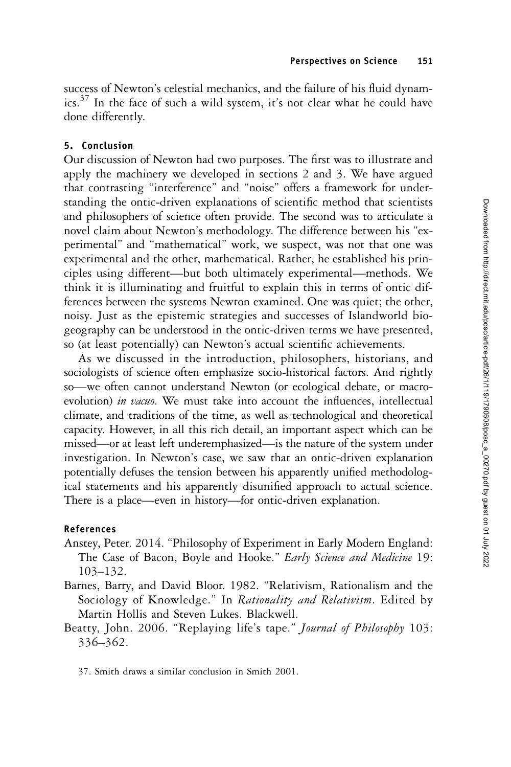success of Newton's celestial mechanics, and the failure of his fluid dynamics.[37] In the face of such a wild system, it's not clear what he could have done differently.

## 5. Conclusion

Our discussion of Newton had two purposes. The first was to illustrate and apply the machinery we developed in sections 2 and 3. We have argued that contrasting "interference" and "noise" offers a framework for understanding the ontic-driven explanations of scientific method that scientists and philosophers of science often provide. The second was to articulate a novel claim about Newton's methodology. The difference between his "experimental" and "mathematical" work, we suspect, was not that one was experimental and the other, mathematical. Rather, he established his principles using different—but both ultimately experimental—methods. We think it is illuminating and fruitful to explain this in terms of ontic differences between the systems Newton examined. One was quiet; the other, noisy. Just as the epistemic strategies and successes of Islandworld biogeography can be understood in the ontic-driven terms we have presented, so (at least potentially) can Newton's actual scientific achievements.

As we discussed in the introduction, philosophers, historians, and sociologists of science often emphasize socio-historical factors. And rightly so—we often cannot understand Newton (or ecological debate, or macroevolution) *in vacuo*. We must take into account the influences, intellectual climate, and traditions of the time, as well as technological and theoretical capacity. However, in all this rich detail, an important aspect which can be missed—or at least left underemphasized—is the nature of the system under investigation. In Newton's case, we saw that an ontic-driven explanation potentially defuses the tension between his apparently unified methodological statements and his apparently disunified approach to actual science. There is a place—even in history—for ontic-driven explanation.

## References

Anstey, Peter. 2014. "Philosophy of Experiment in Early Modern England: The Case of Bacon, Boyle and Hooke." *Early Science and Medicine* 19: 103–132.

Barnes, Barry, and David Bloor. 1982. "Relativism, Rationalism and the Sociology of Knowledge." In *Rationality and Relativism*. Edited by Martin Hollis and Steven Lukes. Blackwell.

Beatty, John. 2006. "Replaying life's tape." *Journal of Philosophy* 103: 336–362.

37. Smith draws a similar conclusion in Smith 2001.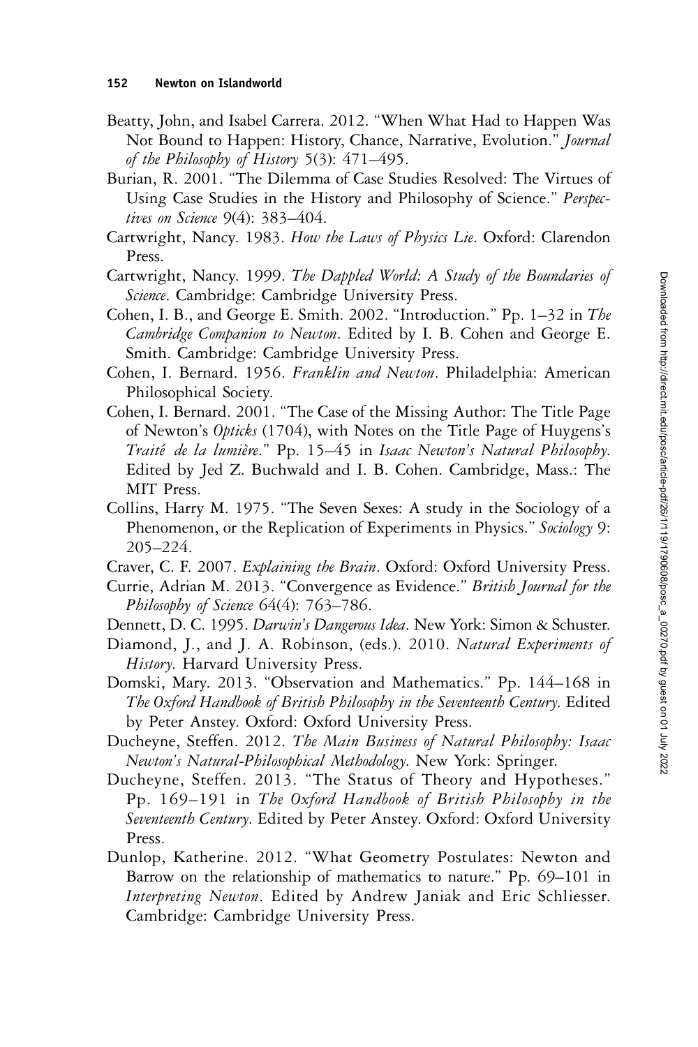Beatty, John, and Isabel Carrera. 2012. "When What Had to Happen Was Not Bound to Happen: History, Chance, Narrative, Evolution." *Journal of the Philosophy of History* 5(3): 471–495.

Burian, R. 2001. "The Dilemma of Case Studies Resolved: The Virtues of Using Case Studies in the History and Philosophy of Science." *Perspectives on Science* 9(4): 383–404.

Cartwright, Nancy. 1983. *How the Laws of Physics Lie*. Oxford: Clarendon Press.

Cartwright, Nancy. 1999. *The Dappled World: A Study of the Boundaries of Science*. Cambridge: Cambridge University Press.

Cohen, I. B., and George E. Smith. 2002. "Introduction." Pp. 1–32 in *The Cambridge Companion to Newton*. Edited by I. B. Cohen and George E. Smith. Cambridge: Cambridge University Press.

Cohen, I. Bernard. 1956. *Franklin and Newton*. Philadelphia: American Philosophical Society.

Cohen, I. Bernard. 2001. "The Case of the Missing Author: The Title Page of Newton's *Opticks* (1704), with Notes on the Title Page of Huygens's *Traité de la lumière*." Pp. 15–45 in *Isaac Newton's Natural Philosophy*. Edited by Jed Z. Buchwald and I. B. Cohen. Cambridge, Mass.: The MIT Press.

Collins, Harry M. 1975. "The Seven Sexes: A study in the Sociology of a Phenomenon, or the Replication of Experiments in Physics." *Sociology* 9: 205–224.

Craver, C. F. 2007. *Explaining the Brain*. Oxford: Oxford University Press.

Currie, Adrian M. 2013. "Convergence as Evidence." *British Journal for the Philosophy of Science* 64(4): 763–786.

Dennett, D. C. 1995. *Darwin's Dangerous Idea*. New York: Simon & Schuster.

Diamond, J., and J. A. Robinson, (eds.). 2010. *Natural Experiments of History*. Harvard University Press.

Domski, Mary. 2013. "Observation and Mathematics." Pp. 144–168 in *The Oxford Handbook of British Philosophy in the Seventeenth Century*. Edited by Peter Anstey. Oxford: Oxford University Press.

Ducheyne, Steffen. 2012. *The Main Business of Natural Philosophy: Isaac Newton's Natural-Philosophical Methodology*. New York: Springer.

Ducheyne, Steffen. 2013. "The Status of Theory and Hypotheses." Pp. 169–191 in *The Oxford Handbook of British Philosophy in the Seventeenth Century*. Edited by Peter Anstey. Oxford: Oxford University Press.

Dunlop, Katherine. 2012. "What Geometry Postulates: Newton and Barrow on the relationship of mathematics to nature." Pp. 69–101 in *Interpreting Newton*. Edited by Andrew Janiak and Eric Schliesser. Cambridge: Cambridge University Press.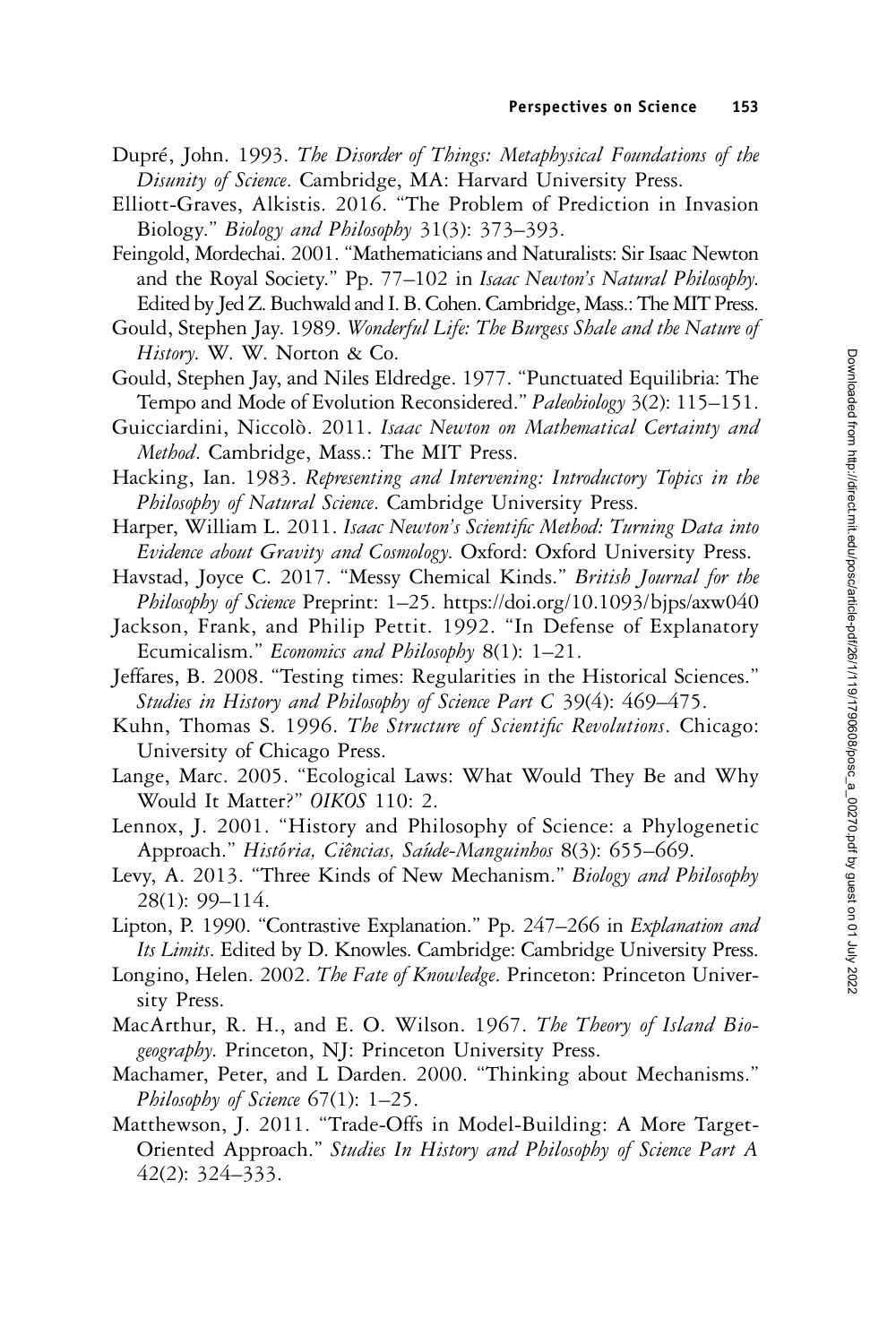Dupré, John. 1993. *The Disorder of Things: Metaphysical Foundations of the Disunity of Science*. Cambridge, MA: Harvard University Press.

Elliott-Graves, Alkistis. 2016. "The Problem of Prediction in Invasion Biology." *Biology and Philosophy* 31(3): 373–393.

Feingold, Mordechai. 2001. "Mathematicians and Naturalists: Sir Isaac Newton and the Royal Society." Pp. 77–102 in *Isaac Newton's Natural Philosophy*. Edited by Jed Z. Buchwald and I. B. Cohen. Cambridge, Mass.: The MIT Press.

Gould, Stephen Jay. 1989. *Wonderful Life: The Burgess Shale and the Nature of History*. W. W. Norton & Co.

Gould, Stephen Jay, and Niles Eldredge. 1977. "Punctuated Equilibria: The Tempo and Mode of Evolution Reconsidered." *Paleobiology* 3(2): 115–151.

Guicciardini, Niccolò. 2011. *Isaac Newton on Mathematical Certainty and Method*. Cambridge, Mass.: The MIT Press.

Hacking, Ian. 1983. *Representing and Intervening: Introductory Topics in the Philosophy of Natural Science*. Cambridge University Press.

Harper, William L. 2011. *Isaac Newton's Scientific Method: Turning Data into Evidence about Gravity and Cosmology*. Oxford: Oxford University Press.

Havstad, Joyce C. 2017. "Messy Chemical Kinds." *British Journal for the Philosophy of Science* Preprint: 1–25. https://doi.org/10.1093/bjps/axw040

Jackson, Frank, and Philip Pettit. 1992. "In Defense of Explanatory Ecumicalism." *Economics and Philosophy* 8(1): 1–21.

Jeffares, B. 2008. "Testing times: Regularities in the Historical Sciences." *Studies in History and Philosophy of Science Part C* 39(4): 469–475.

Kuhn, Thomas S. 1996. *The Structure of Scientific Revolutions*. Chicago: University of Chicago Press.

Lange, Marc. 2005. "Ecological Laws: What Would They Be and Why Would It Matter?" *OIKOS* 110: 2.

Lennox, J. 2001. "History and Philosophy of Science: a Phylogenetic Approach." *História, Ciências, Saúde-Manguinhos* 8(3): 655–669.

Levy, A. 2013. "Three Kinds of New Mechanism." *Biology and Philosophy* 28(1): 99–114.

Lipton, P. 1990. "Contrastive Explanation." Pp. 247–266 in *Explanation and Its Limits*. Edited by D. Knowles. Cambridge: Cambridge University Press.

Longino, Helen. 2002. *The Fate of Knowledge*. Princeton: Princeton University Press.

MacArthur, R. H., and E. O. Wilson. 1967. *The Theory of Island Biogeography*. Princeton, NJ: Princeton University Press.

Machamer, Peter, and L Darden. 2000. "Thinking about Mechanisms." *Philosophy of Science* 67(1): 1–25.

Matthewson, J. 2011. "Trade-Offs in Model-Building: A More Target-Oriented Approach." *Studies In History and Philosophy of Science Part A* 42(2): 324–333.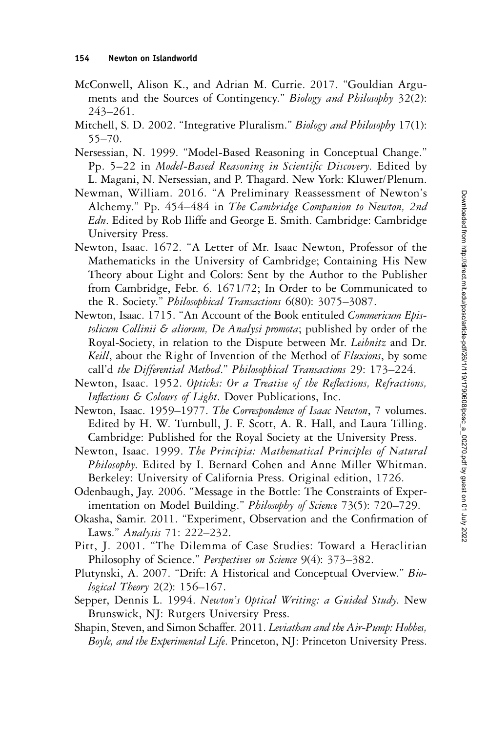McConwell, Alison K., and Adrian M. Currie. 2017. "Gouldian Arguments and the Sources of Contingency." *Biology and Philosophy* 32(2): 243–261.

Mitchell, S. D. 2002. "Integrative Pluralism." *Biology and Philosophy* 17(1): 55–70.

Nersessian, N. 1999. "Model-Based Reasoning in Conceptual Change." Pp. 5–22 in *Model-Based Reasoning in Scientific Discovery*. Edited by L. Magani, N. Nersessian, and P. Thagard. New York: Kluwer/Plenum.

Newman, William. 2016. "A Preliminary Reassessment of Newton's Alchemy." Pp. 454–484 in *The Cambridge Companion to Newton, 2nd Edn*. Edited by Rob Iliffe and George E. Smith. Cambridge: Cambridge University Press.

Newton, Isaac. 1672. "A Letter of Mr. Isaac Newton, Professor of the Mathematicks in the University of Cambridge; Containing His New Theory about Light and Colors: Sent by the Author to the Publisher from Cambridge, Febr. 6. 1671/72; In Order to be Communicated to the R. Society." *Philosophical Transactions* 6(80): 3075–3087.

Newton, Isaac. 1715. "An Account of the Book entituled *Commericum Epistolicum Collinii & aliorum, De Analysi promota*; published by order of the Royal-Society, in relation to the Dispute between Mr. *Leibnitz* and Dr. *Keill*, about the Right of Invention of the Method of *Fluxions*, by some call'd *the Differential Method*." *Philosophical Transactions* 29: 173–224.

Newton, Isaac. 1952. *Opticks: Or a Treatise of the Reflections, Refractions, Inflections & Colours of Light*. Dover Publications, Inc.

Newton, Isaac. 1959–1977. *The Correspondence of Isaac Newton*, 7 volumes. Edited by H. W. Turnbull, J. F. Scott, A. R. Hall, and Laura Tilling. Cambridge: Published for the Royal Society at the University Press.

Newton, Isaac. 1999. *The Principia: Mathematical Principles of Natural Philosophy*. Edited by I. Bernard Cohen and Anne Miller Whitman. Berkeley: University of California Press. Original edition, 1726.

Odenbaugh, Jay. 2006. "Message in the Bottle: The Constraints of Experimentation on Model Building." *Philosophy of Science* 73(5): 720–729.

Okasha, Samir. 2011. "Experiment, Observation and the Confirmation of Laws." *Analysis* 71: 222–232.

Pitt, J. 2001. "The Dilemma of Case Studies: Toward a Heraclitian Philosophy of Science." *Perspectives on Science* 9(4): 373–382.

Plutynski, A. 2007. "Drift: A Historical and Conceptual Overview." *Biological Theory* 2(2): 156–167.

Sepper, Dennis L. 1994. *Newton's Optical Writing: a Guided Study*. New Brunswick, NJ: Rutgers University Press.

Shapin, Steven, and Simon Schaffer. 2011. *Leviathan and the Air-Pump: Hobbes, Boyle, and the Experimental Life*. Princeton, NJ: Princeton University Press.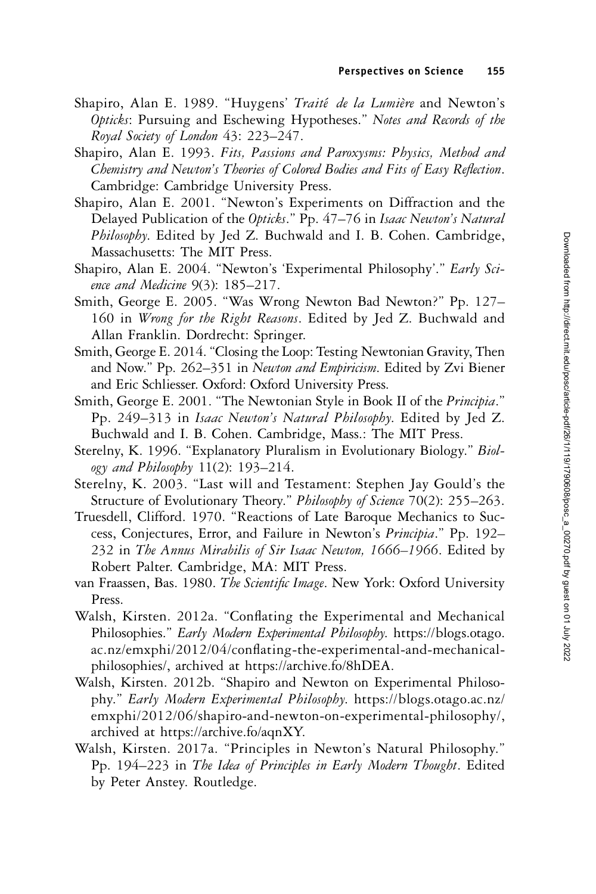Shapiro, Alan E. 1989. "Huygens' *Traité de la Lumière* and Newton's *Opticks*: Pursuing and Eschewing Hypotheses." *Notes and Records of the Royal Society of London* 43: 223–247.

Shapiro, Alan E. 1993. *Fits, Passions and Paroxysms: Physics, Method and Chemistry and Newton's Theories of Colored Bodies and Fits of Easy Reflection*. Cambridge: Cambridge University Press.

Shapiro, Alan E. 2001. "Newton's Experiments on Diffraction and the Delayed Publication of the *Opticks*." Pp. 47–76 in *Isaac Newton's Natural Philosophy*. Edited by Jed Z. Buchwald and I. B. Cohen. Cambridge, Massachusetts: The MIT Press.

Shapiro, Alan E. 2004. "Newton's 'Experimental Philosophy'." *Early Science and Medicine* 9(3): 185–217.

Smith, George E. 2005. "Was Wrong Newton Bad Newton?" Pp. 127–160 in *Wrong for the Right Reasons*. Edited by Jed Z. Buchwald and Allan Franklin. Dordrecht: Springer.

Smith, George E. 2014. "Closing the Loop: Testing Newtonian Gravity, Then and Now." Pp. 262–351 in *Newton and Empiricism*. Edited by Zvi Biener and Eric Schliesser. Oxford: Oxford University Press.

Smith, George E. 2001. "The Newtonian Style in Book II of the *Principia*." Pp. 249–313 in *Isaac Newton's Natural Philosophy*. Edited by Jed Z. Buchwald and I. B. Cohen. Cambridge, Mass.: The MIT Press.

Sterelny, K. 1996. "Explanatory Pluralism in Evolutionary Biology." *Biology and Philosophy* 11(2): 193–214.

Sterelny, K. 2003. "Last will and Testament: Stephen Jay Gould's the Structure of Evolutionary Theory." *Philosophy of Science* 70(2): 255–263.

Truesdell, Clifford. 1970. "Reactions of Late Baroque Mechanics to Success, Conjectures, Error, and Failure in Newton's *Principia*." Pp. 192–232 in *The Annus Mirabilis of Sir Isaac Newton, 1666–1966*. Edited by Robert Palter. Cambridge, MA: MIT Press.

van Fraassen, Bas. 1980. *The Scientific Image*. New York: Oxford University Press.

Walsh, Kirsten. 2012a. "Conflating the Experimental and Mechanical Philosophies." *Early Modern Experimental Philosophy*. https://blogs.otago.ac.nz/emxphi/2012/04/conflating-the-experimental-and-mechanical-philosophies/, archived at https://archive.fo/8hDEA.

Walsh, Kirsten. 2012b. "Shapiro and Newton on Experimental Philosophy." *Early Modern Experimental Philosophy*. https://blogs.otago.ac.nz/emxphi/2012/06/shapiro-and-newton-on-experimental-philosophy/, archived at https://archive.fo/aqnXY.

Walsh, Kirsten. 2017a. "Principles in Newton's Natural Philosophy." Pp. 194–223 in *The Idea of Principles in Early Modern Thought*. Edited by Peter Anstey. Routledge.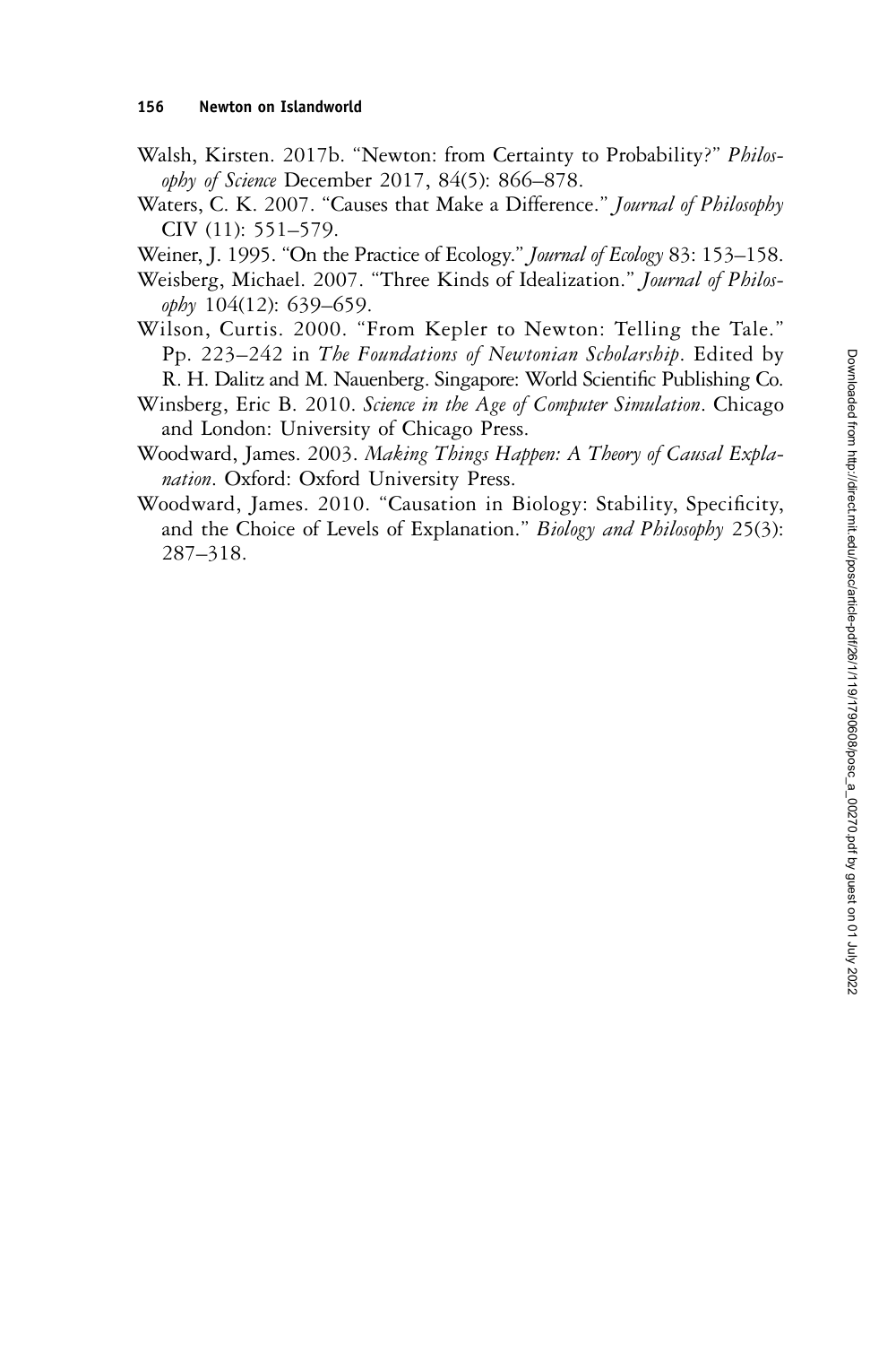Walsh, Kirsten. 2017b. "Newton: from Certainty to Probability?" *Philosophy of Science* December 2017, 84(5): 866–878.

Waters, C. K. 2007. "Causes that Make a Difference." *Journal of Philosophy* CIV (11): 551–579.

Weiner, J. 1995. "On the Practice of Ecology." *Journal of Ecology* 83: 153–158.

Weisberg, Michael. 2007. "Three Kinds of Idealization." *Journal of Philosophy* 104(12): 639–659.

Wilson, Curtis. 2000. "From Kepler to Newton: Telling the Tale." Pp. 223–242 in *The Foundations of Newtonian Scholarship*. Edited by R. H. Dalitz and M. Nauenberg. Singapore: World Scientific Publishing Co.

Winsberg, Eric B. 2010. *Science in the Age of Computer Simulation*. Chicago and London: University of Chicago Press.

Woodward, James. 2003. *Making Things Happen: A Theory of Causal Explanation*. Oxford: Oxford University Press.

Woodward, James. 2010. "Causation in Biology: Stability, Specificity, and the Choice of Levels of Explanation." *Biology and Philosophy* 25(3): 287–318.